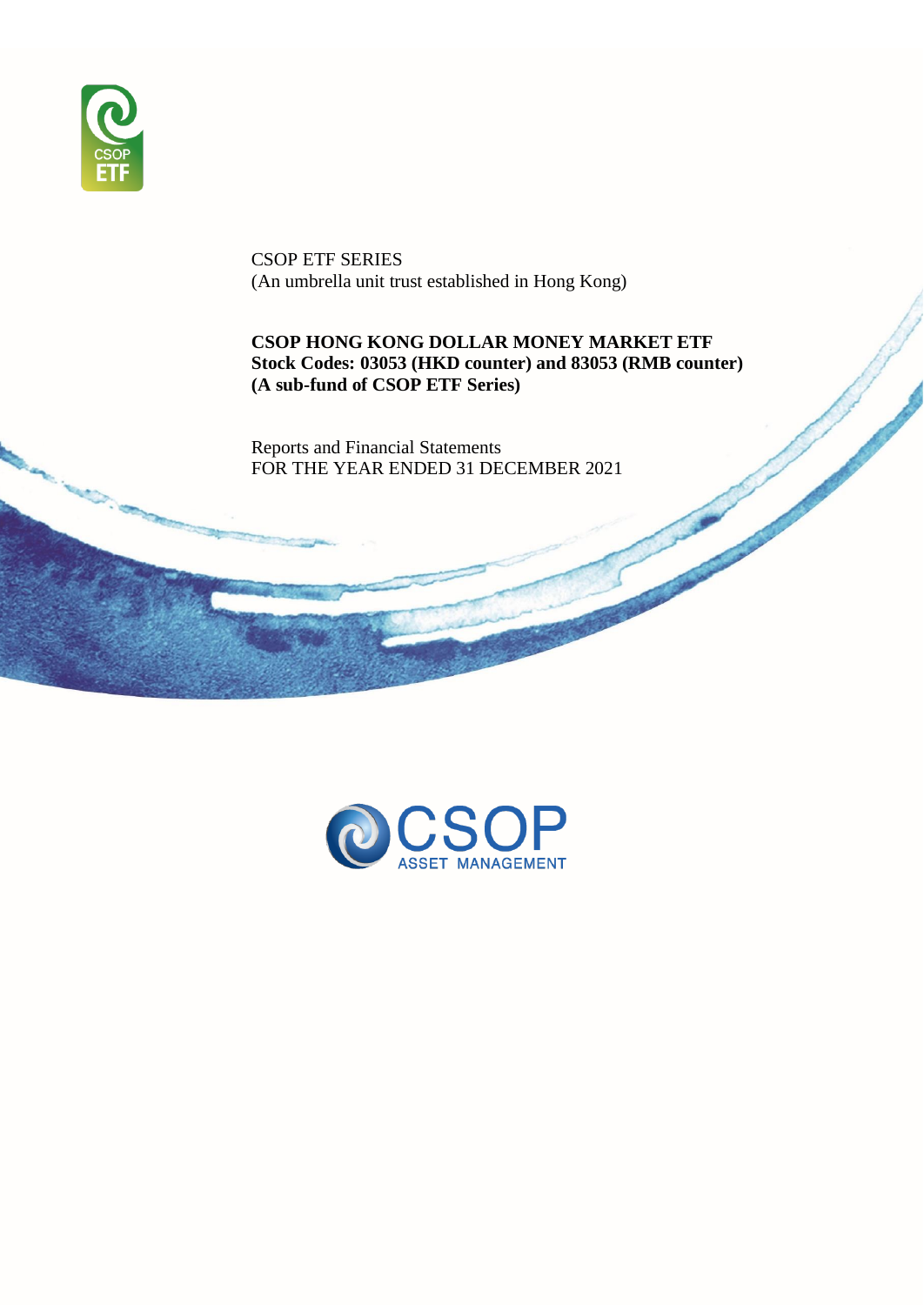CSOP ETF SERIES
(An umbrella unit trust established in Hong Kong)

**CSOP HONG KONG DOLLAR MONEY MARKET ETF**
**Stock Codes: 03053 (HKD counter) and 83053 (RMB counter)**
**(A sub-fund of CSOP ETF Series)**

Reports and Financial Statements
FOR THE YEAR ENDED 31 DECEMBER 2021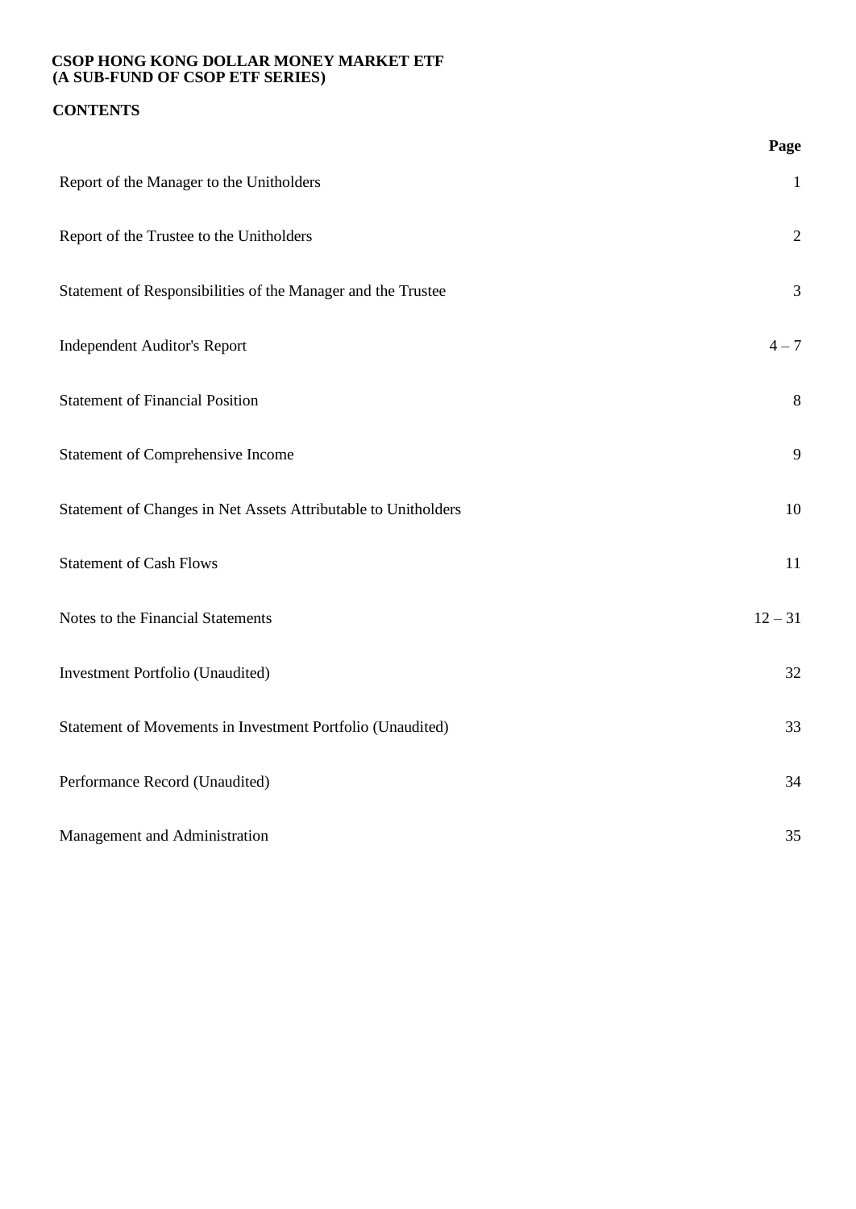**CSOP HONG KONG DOLLAR MONEY MARKET ETF**
**(A SUB-FUND OF CSOP ETF SERIES)**

## CONTENTS

| | Page |
|---|---|
| Report of the Manager to the Unitholders | 1 |
| Report of the Trustee to the Unitholders | 2 |
| Statement of Responsibilities of the Manager and the Trustee | 3 |
| Independent Auditor's Report | 4 – 7 |
| Statement of Financial Position | 8 |
| Statement of Comprehensive Income | 9 |
| Statement of Changes in Net Assets Attributable to Unitholders | 10 |
| Statement of Cash Flows | 11 |
| Notes to the Financial Statements | 12 – 31 |
| Investment Portfolio (Unaudited) | 32 |
| Statement of Movements in Investment Portfolio (Unaudited) | 33 |
| Performance Record (Unaudited) | 34 |
| Management and Administration | 35 |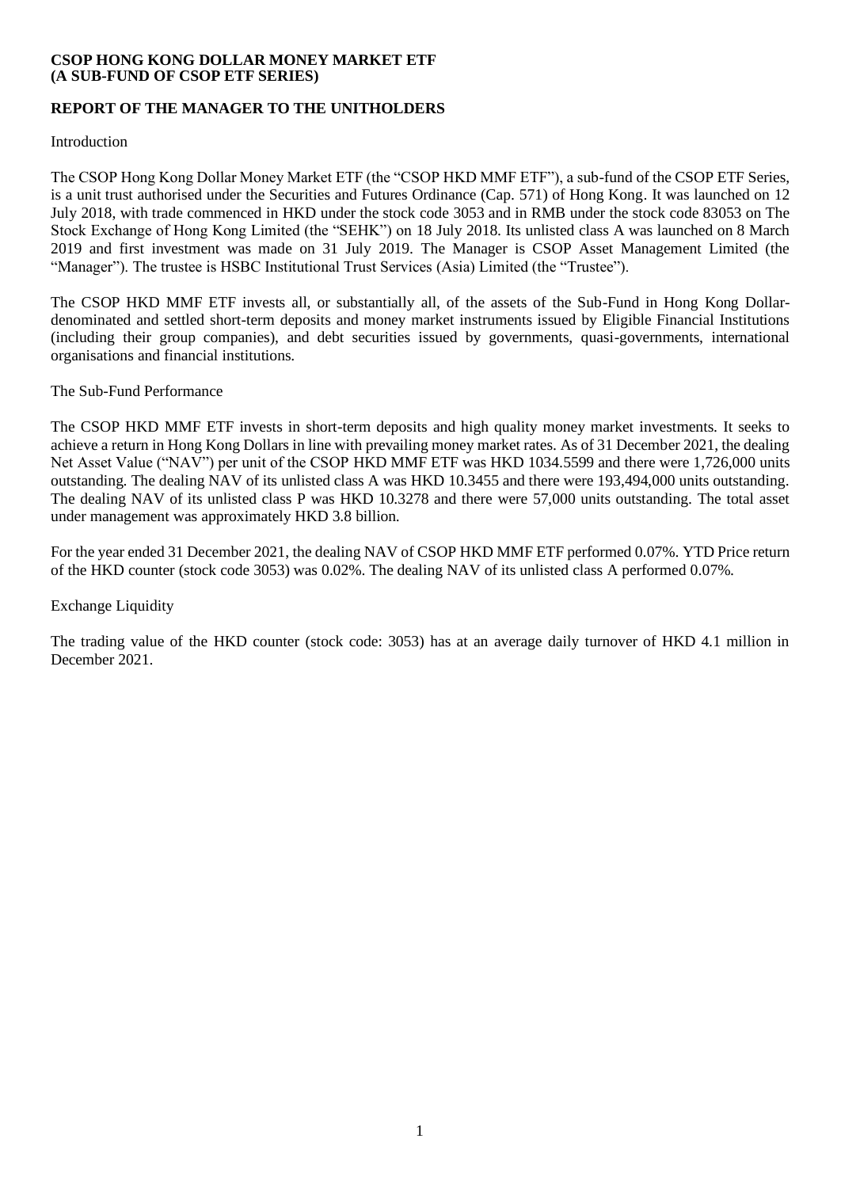**CSOP HONG KONG DOLLAR MONEY MARKET ETF**
**(A SUB-FUND OF CSOP ETF SERIES)**

## REPORT OF THE MANAGER TO THE UNITHOLDERS

Introduction

The CSOP Hong Kong Dollar Money Market ETF (the "CSOP HKD MMF ETF"), a sub-fund of the CSOP ETF Series, is a unit trust authorised under the Securities and Futures Ordinance (Cap. 571) of Hong Kong. It was launched on 12 July 2018, with trade commenced in HKD under the stock code 3053 and in RMB under the stock code 83053 on The Stock Exchange of Hong Kong Limited (the "SEHK") on 18 July 2018. Its unlisted class A was launched on 8 March 2019 and first investment was made on 31 July 2019. The Manager is CSOP Asset Management Limited (the "Manager"). The trustee is HSBC Institutional Trust Services (Asia) Limited (the "Trustee").

The CSOP HKD MMF ETF invests all, or substantially all, of the assets of the Sub-Fund in Hong Kong Dollar-denominated and settled short-term deposits and money market instruments issued by Eligible Financial Institutions (including their group companies), and debt securities issued by governments, quasi-governments, international organisations and financial institutions.

The Sub-Fund Performance

The CSOP HKD MMF ETF invests in short-term deposits and high quality money market investments. It seeks to achieve a return in Hong Kong Dollars in line with prevailing money market rates. As of 31 December 2021, the dealing Net Asset Value ("NAV") per unit of the CSOP HKD MMF ETF was HKD 1034.5599 and there were 1,726,000 units outstanding. The dealing NAV of its unlisted class A was HKD 10.3455 and there were 193,494,000 units outstanding. The dealing NAV of its unlisted class P was HKD 10.3278 and there were 57,000 units outstanding. The total asset under management was approximately HKD 3.8 billion.

For the year ended 31 December 2021, the dealing NAV of CSOP HKD MMF ETF performed 0.07%. YTD Price return of the HKD counter (stock code 3053) was 0.02%. The dealing NAV of its unlisted class A performed 0.07%.

Exchange Liquidity

The trading value of the HKD counter (stock code: 3053) has at an average daily turnover of HKD 4.1 million in December 2021.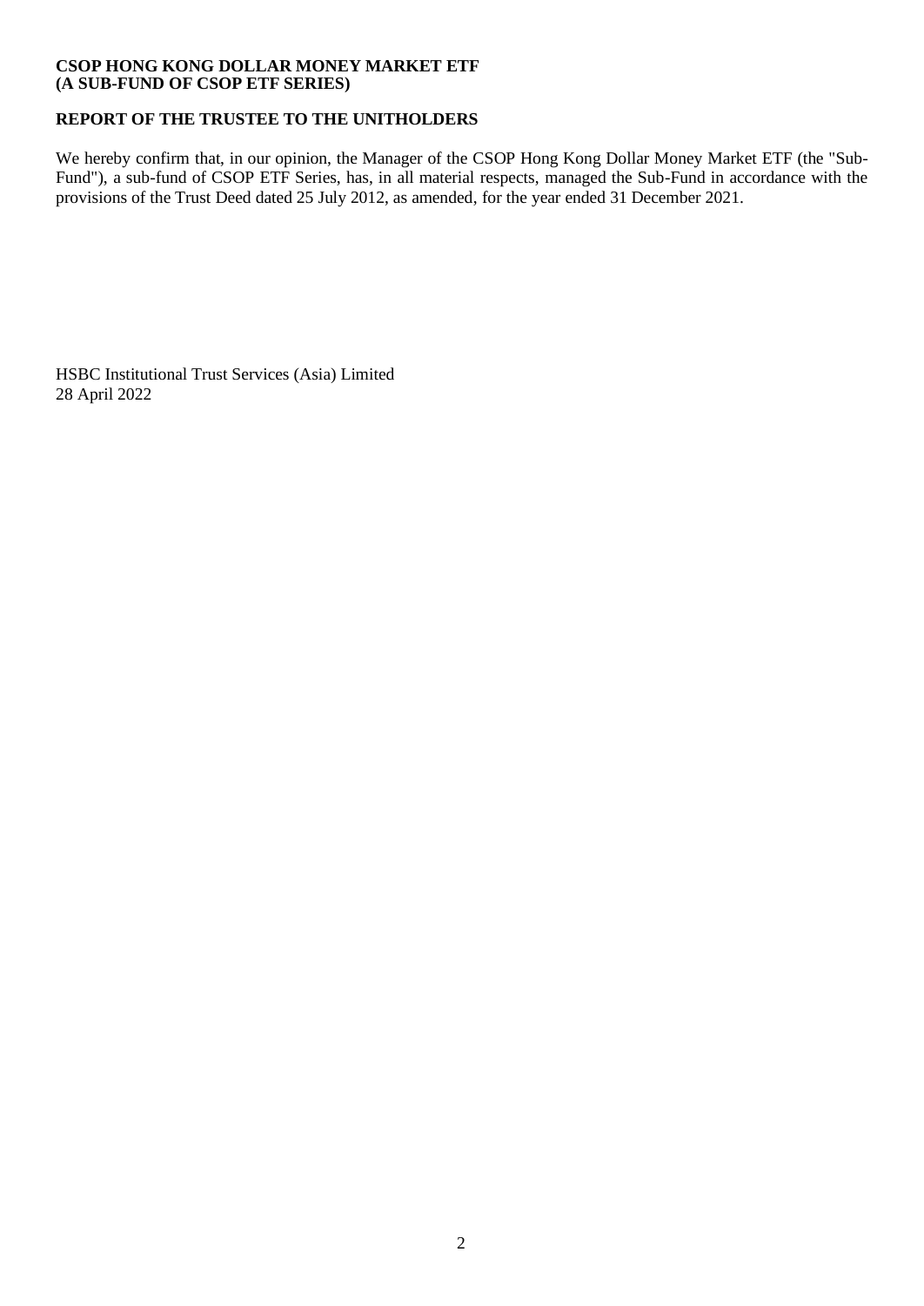**CSOP HONG KONG DOLLAR MONEY MARKET ETF**
**(A SUB-FUND OF CSOP ETF SERIES)**

## REPORT OF THE TRUSTEE TO THE UNITHOLDERS

We hereby confirm that, in our opinion, the Manager of the CSOP Hong Kong Dollar Money Market ETF (the "Sub-Fund"), a sub-fund of CSOP ETF Series, has, in all material respects, managed the Sub-Fund in accordance with the provisions of the Trust Deed dated 25 July 2012, as amended, for the year ended 31 December 2021.

HSBC Institutional Trust Services (Asia) Limited
28 April 2022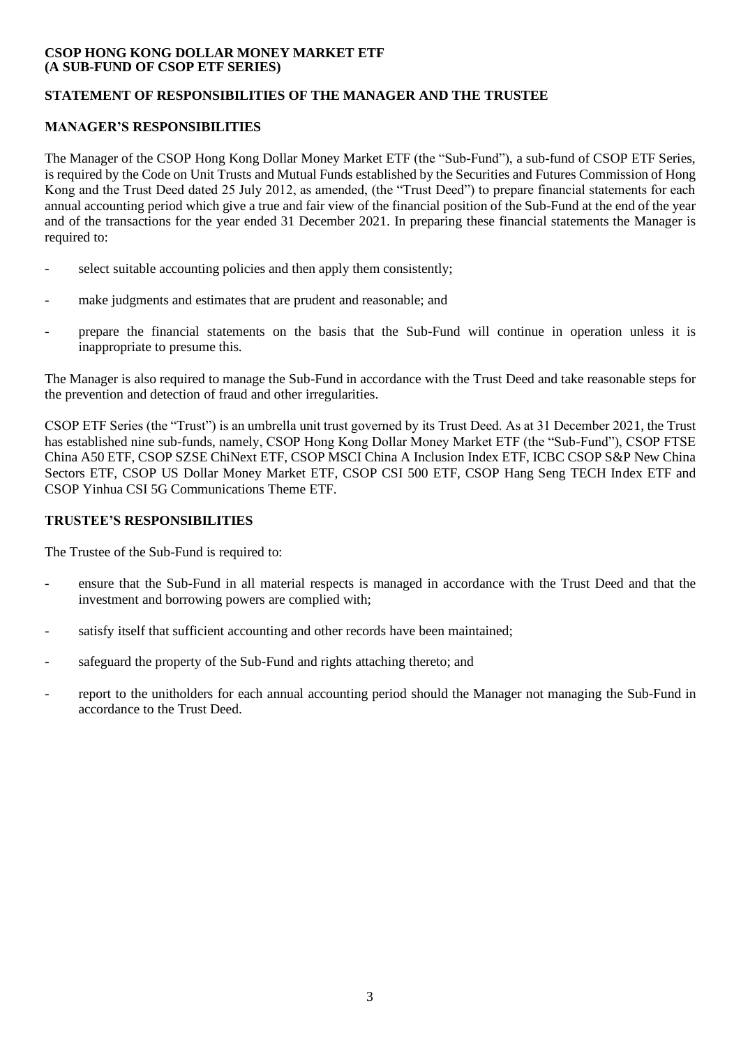**CSOP HONG KONG DOLLAR MONEY MARKET ETF**
**(A SUB-FUND OF CSOP ETF SERIES)**

## STATEMENT OF RESPONSIBILITIES OF THE MANAGER AND THE TRUSTEE

### MANAGER'S RESPONSIBILITIES

The Manager of the CSOP Hong Kong Dollar Money Market ETF (the "Sub-Fund"), a sub-fund of CSOP ETF Series, is required by the Code on Unit Trusts and Mutual Funds established by the Securities and Futures Commission of Hong Kong and the Trust Deed dated 25 July 2012, as amended, (the "Trust Deed") to prepare financial statements for each annual accounting period which give a true and fair view of the financial position of the Sub-Fund at the end of the year and of the transactions for the year ended 31 December 2021. In preparing these financial statements the Manager is required to:

- select suitable accounting policies and then apply them consistently;
- make judgments and estimates that are prudent and reasonable; and
- prepare the financial statements on the basis that the Sub-Fund will continue in operation unless it is inappropriate to presume this.

The Manager is also required to manage the Sub-Fund in accordance with the Trust Deed and take reasonable steps for the prevention and detection of fraud and other irregularities.

CSOP ETF Series (the "Trust") is an umbrella unit trust governed by its Trust Deed. As at 31 December 2021, the Trust has established nine sub-funds, namely, CSOP Hong Kong Dollar Money Market ETF (the "Sub-Fund"), CSOP FTSE China A50 ETF, CSOP SZSE ChiNext ETF, CSOP MSCI China A Inclusion Index ETF, ICBC CSOP S&P New China Sectors ETF, CSOP US Dollar Money Market ETF, CSOP CSI 500 ETF, CSOP Hang Seng TECH Index ETF and CSOP Yinhua CSI 5G Communications Theme ETF.

### TRUSTEE'S RESPONSIBILITIES

The Trustee of the Sub-Fund is required to:

- ensure that the Sub-Fund in all material respects is managed in accordance with the Trust Deed and that the investment and borrowing powers are complied with;
- satisfy itself that sufficient accounting and other records have been maintained;
- safeguard the property of the Sub-Fund and rights attaching thereto; and
- report to the unitholders for each annual accounting period should the Manager not managing the Sub-Fund in accordance to the Trust Deed.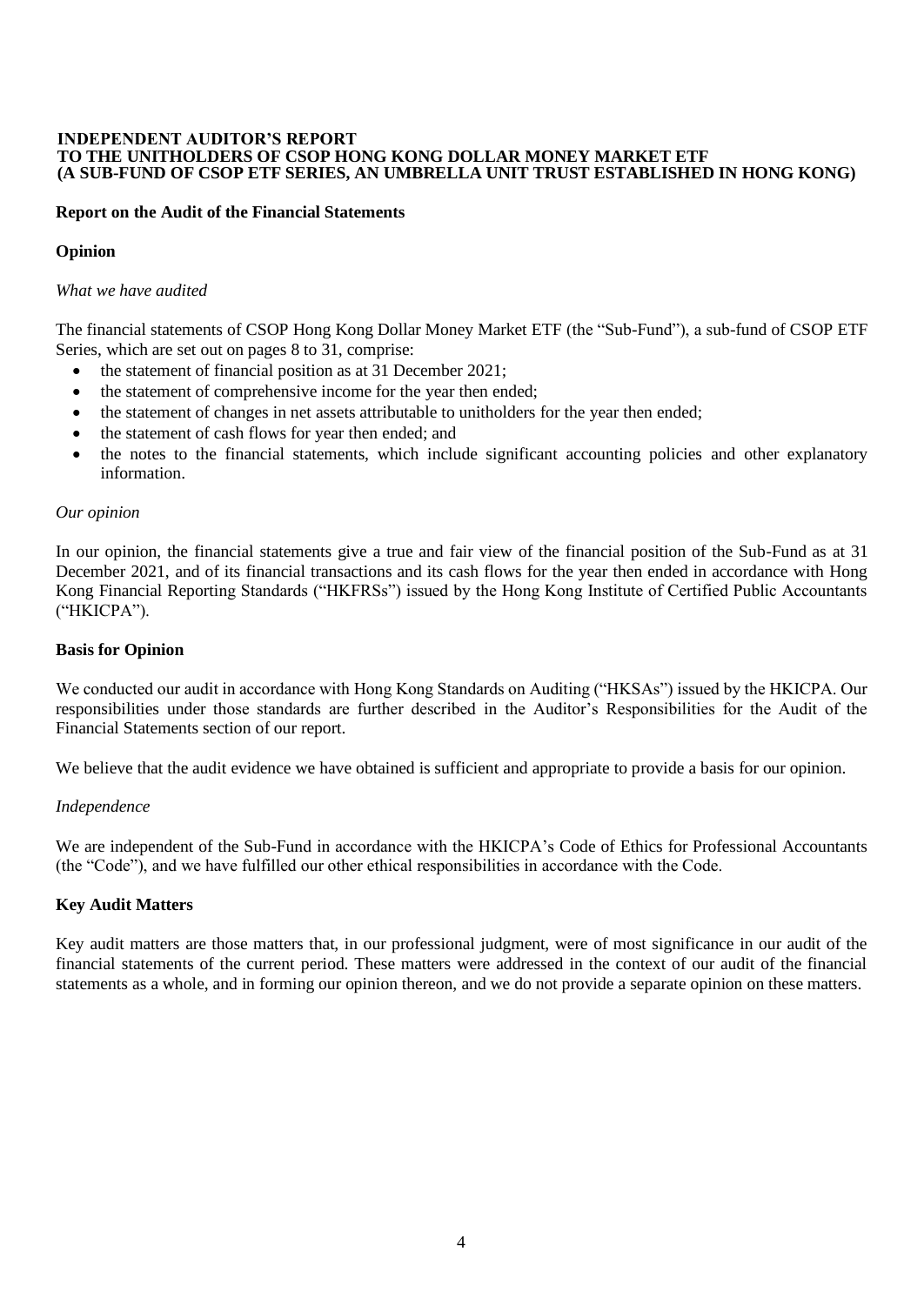**INDEPENDENT AUDITOR'S REPORT**
**TO THE UNITHOLDERS OF CSOP HONG KONG DOLLAR MONEY MARKET ETF**
**(A SUB-FUND OF CSOP ETF SERIES, AN UMBRELLA UNIT TRUST ESTABLISHED IN HONG KONG)**

## Report on the Audit of the Financial Statements

### Opinion

*What we have audited*

The financial statements of CSOP Hong Kong Dollar Money Market ETF (the "Sub-Fund"), a sub-fund of CSOP ETF Series, which are set out on pages 8 to 31, comprise:

- the statement of financial position as at 31 December 2021;
- the statement of comprehensive income for the year then ended;
- the statement of changes in net assets attributable to unitholders for the year then ended;
- the statement of cash flows for year then ended; and
- the notes to the financial statements, which include significant accounting policies and other explanatory information.

*Our opinion*

In our opinion, the financial statements give a true and fair view of the financial position of the Sub-Fund as at 31 December 2021, and of its financial transactions and its cash flows for the year then ended in accordance with Hong Kong Financial Reporting Standards ("HKFRSs") issued by the Hong Kong Institute of Certified Public Accountants ("HKICPA").

### Basis for Opinion

We conducted our audit in accordance with Hong Kong Standards on Auditing ("HKSAs") issued by the HKICPA. Our responsibilities under those standards are further described in the Auditor's Responsibilities for the Audit of the Financial Statements section of our report.

We believe that the audit evidence we have obtained is sufficient and appropriate to provide a basis for our opinion.

*Independence*

We are independent of the Sub-Fund in accordance with the HKICPA's Code of Ethics for Professional Accountants (the "Code"), and we have fulfilled our other ethical responsibilities in accordance with the Code.

### Key Audit Matters

Key audit matters are those matters that, in our professional judgment, were of most significance in our audit of the financial statements of the current period. These matters were addressed in the context of our audit of the financial statements as a whole, and in forming our opinion thereon, and we do not provide a separate opinion on these matters.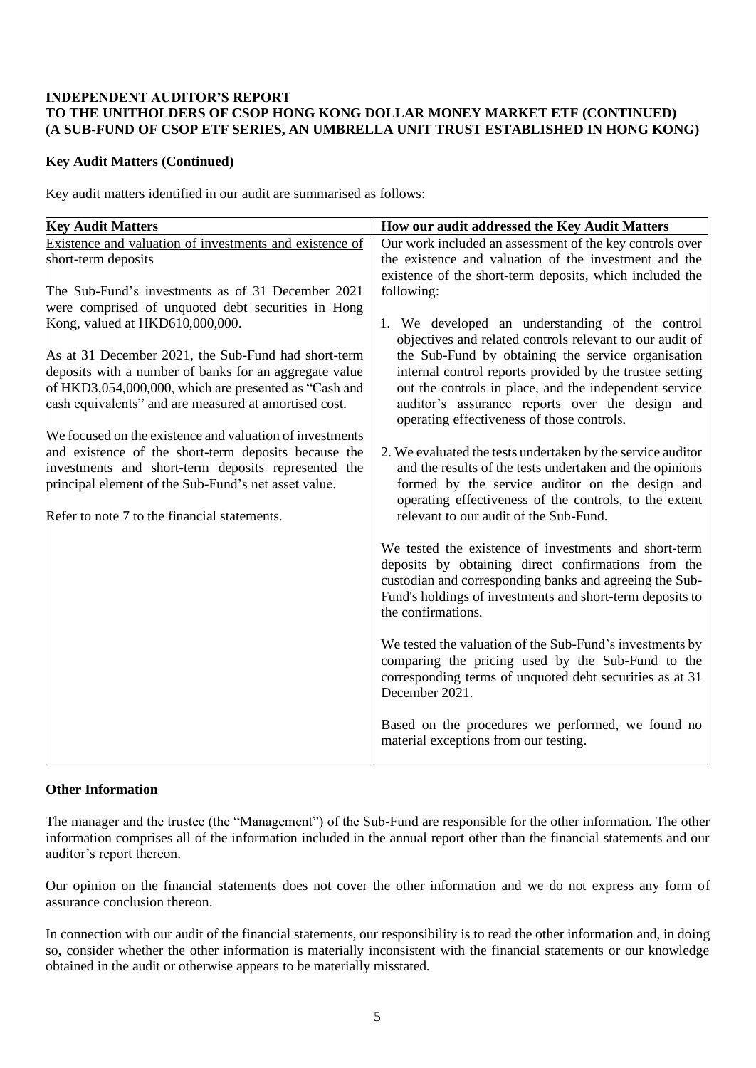**INDEPENDENT AUDITOR'S REPORT**
**TO THE UNITHOLDERS OF CSOP HONG KONG DOLLAR MONEY MARKET ETF (CONTINUED)**
**(A SUB-FUND OF CSOP ETF SERIES, AN UMBRELLA UNIT TRUST ESTABLISHED IN HONG KONG)**

**Key Audit Matters (Continued)**

Key audit matters identified in our audit are summarised as follows:

| Key Audit Matters | How our audit addressed the Key Audit Matters |
|---|---|
| Existence and valuation of investments and existence of short-term deposits<br><br>The Sub-Fund's investments as of 31 December 2021 were comprised of unquoted debt securities in Hong Kong, valued at HKD610,000,000.<br><br>As at 31 December 2021, the Sub-Fund had short-term deposits with a number of banks for an aggregate value of HKD3,054,000,000, which are presented as "Cash and cash equivalents" and are measured at amortised cost.<br><br>We focused on the existence and valuation of investments and existence of the short-term deposits because the investments and short-term deposits represented the principal element of the Sub-Fund's net asset value.<br><br>Refer to note 7 to the financial statements. | Our work included an assessment of the key controls over the existence and valuation of the investment and the existence of the short-term deposits, which included the following:<br><br>1. We developed an understanding of the control objectives and related controls relevant to our audit of the Sub-Fund by obtaining the service organisation internal control reports provided by the trustee setting out the controls in place, and the independent service auditor's assurance reports over the design and operating effectiveness of those controls.<br><br>2. We evaluated the tests undertaken by the service auditor and the results of the tests undertaken and the opinions formed by the service auditor on the design and operating effectiveness of the controls, to the extent relevant to our audit of the Sub-Fund.<br><br>We tested the existence of investments and short-term deposits by obtaining direct confirmations from the custodian and corresponding banks and agreeing the Sub-Fund's holdings of investments and short-term deposits to the confirmations.<br><br>We tested the valuation of the Sub-Fund's investments by comparing the pricing used by the Sub-Fund to the corresponding terms of unquoted debt securities as at 31 December 2021.<br><br>Based on the procedures we performed, we found no material exceptions from our testing. |

**Other Information**

The manager and the trustee (the "Management") of the Sub-Fund are responsible for the other information. The other information comprises all of the information included in the annual report other than the financial statements and our auditor's report thereon.

Our opinion on the financial statements does not cover the other information and we do not express any form of assurance conclusion thereon.

In connection with our audit of the financial statements, our responsibility is to read the other information and, in doing so, consider whether the other information is materially inconsistent with the financial statements or our knowledge obtained in the audit or otherwise appears to be materially misstated.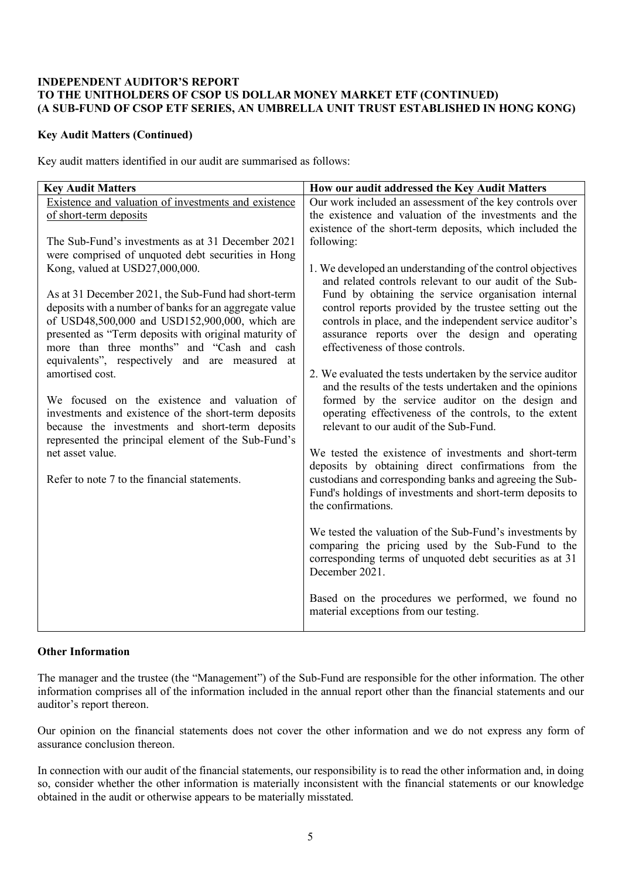**INDEPENDENT AUDITOR'S REPORT**
**TO THE UNITHOLDERS OF CSOP US DOLLAR MONEY MARKET ETF (CONTINUED)**
**(A SUB-FUND OF CSOP ETF SERIES, AN UMBRELLA UNIT TRUST ESTABLISHED IN HONG KONG)**

**Key Audit Matters (Continued)**

Key audit matters identified in our audit are summarised as follows:

| Key Audit Matters | How our audit addressed the Key Audit Matters |
|---|---|
| Existence and valuation of investments and existence of short-term deposits<br><br>The Sub-Fund's investments as at 31 December 2021 were comprised of unquoted debt securities in Hong Kong, valued at USD27,000,000.<br><br>As at 31 December 2021, the Sub-Fund had short-term deposits with a number of banks for an aggregate value of USD48,500,000 and USD152,900,000, which are presented as "Term deposits with original maturity of more than three months" and "Cash and cash equivalents", respectively and are measured at amortised cost.<br><br>We focused on the existence and valuation of investments and existence of the short-term deposits because the investments and short-term deposits represented the principal element of the Sub-Fund's net asset value.<br><br>Refer to note 7 to the financial statements. | Our work included an assessment of the key controls over the existence and valuation of the investments and the existence of the short-term deposits, which included the following:<br><br>1. We developed an understanding of the control objectives and related controls relevant to our audit of the Sub-Fund by obtaining the service organisation internal control reports provided by the trustee setting out the controls in place, and the independent service auditor's assurance reports over the design and operating effectiveness of those controls.<br><br>2. We evaluated the tests undertaken by the service auditor and the results of the tests undertaken and the opinions formed by the service auditor on the design and operating effectiveness of the controls, to the extent relevant to our audit of the Sub-Fund.<br><br>We tested the existence of investments and short-term deposits by obtaining direct confirmations from the custodians and corresponding banks and agreeing the Sub-Fund's holdings of investments and short-term deposits to the confirmations.<br><br>We tested the valuation of the Sub-Fund's investments by comparing the pricing used by the Sub-Fund to the corresponding terms of unquoted debt securities as at 31 December 2021.<br><br>Based on the procedures we performed, we found no material exceptions from our testing. |

**Other Information**

The manager and the trustee (the "Management") of the Sub-Fund are responsible for the other information. The other information comprises all of the information included in the annual report other than the financial statements and our auditor's report thereon.

Our opinion on the financial statements does not cover the other information and we do not express any form of assurance conclusion thereon.

In connection with our audit of the financial statements, our responsibility is to read the other information and, in doing so, consider whether the other information is materially inconsistent with the financial statements or our knowledge obtained in the audit or otherwise appears to be materially misstated.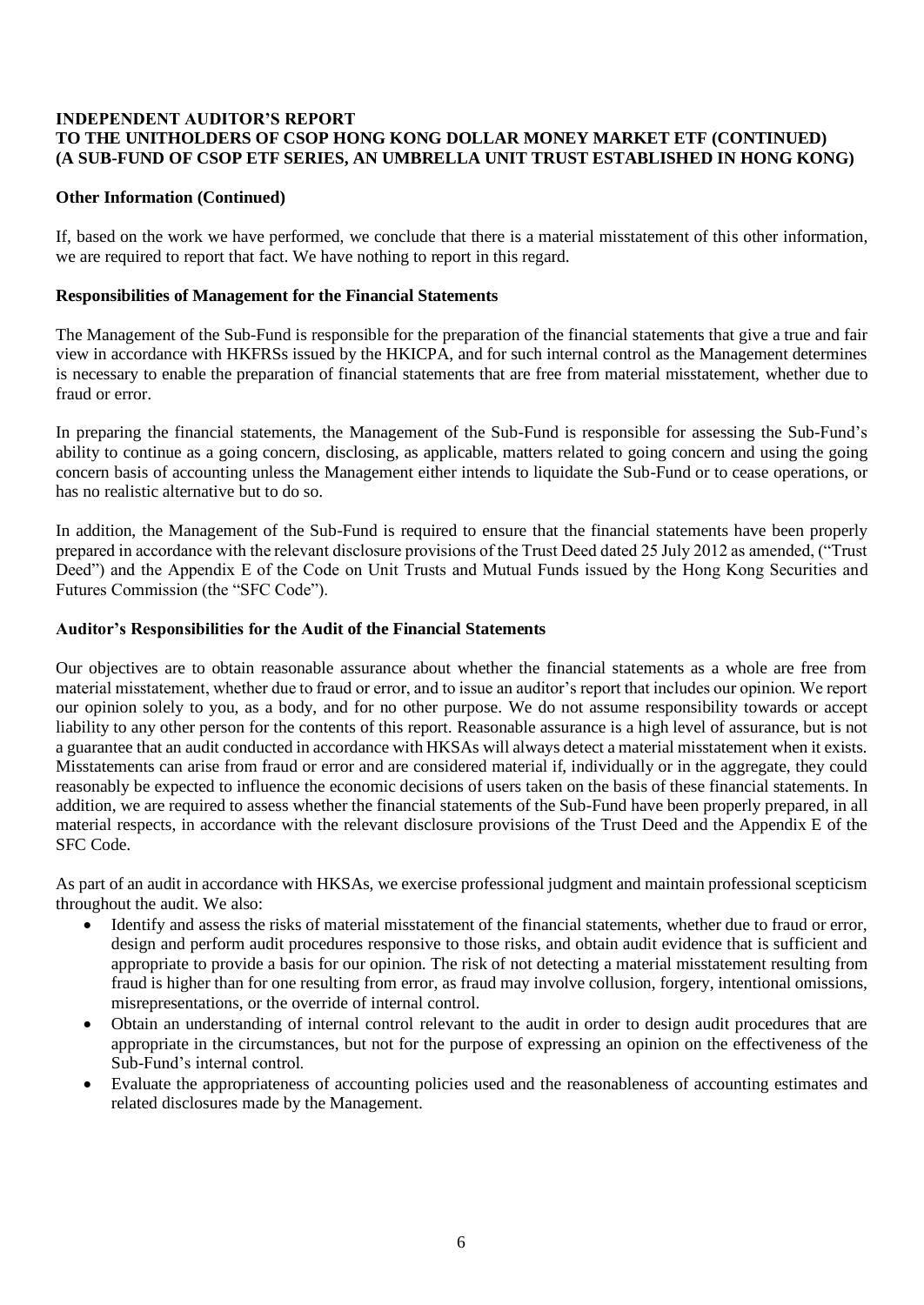**INDEPENDENT AUDITOR'S REPORT**
**TO THE UNITHOLDERS OF CSOP HONG KONG DOLLAR MONEY MARKET ETF (CONTINUED)**
**(A SUB-FUND OF CSOP ETF SERIES, AN UMBRELLA UNIT TRUST ESTABLISHED IN HONG KONG)**

**Other Information (Continued)**

If, based on the work we have performed, we conclude that there is a material misstatement of this other information, we are required to report that fact. We have nothing to report in this regard.

**Responsibilities of Management for the Financial Statements**

The Management of the Sub-Fund is responsible for the preparation of the financial statements that give a true and fair view in accordance with HKFRSs issued by the HKICPA, and for such internal control as the Management determines is necessary to enable the preparation of financial statements that are free from material misstatement, whether due to fraud or error.

In preparing the financial statements, the Management of the Sub-Fund is responsible for assessing the Sub-Fund's ability to continue as a going concern, disclosing, as applicable, matters related to going concern and using the going concern basis of accounting unless the Management either intends to liquidate the Sub-Fund or to cease operations, or has no realistic alternative but to do so.

In addition, the Management of the Sub-Fund is required to ensure that the financial statements have been properly prepared in accordance with the relevant disclosure provisions of the Trust Deed dated 25 July 2012 as amended, ("Trust Deed") and the Appendix E of the Code on Unit Trusts and Mutual Funds issued by the Hong Kong Securities and Futures Commission (the "SFC Code").

**Auditor's Responsibilities for the Audit of the Financial Statements**

Our objectives are to obtain reasonable assurance about whether the financial statements as a whole are free from material misstatement, whether due to fraud or error, and to issue an auditor's report that includes our opinion. We report our opinion solely to you, as a body, and for no other purpose. We do not assume responsibility towards or accept liability to any other person for the contents of this report. Reasonable assurance is a high level of assurance, but is not a guarantee that an audit conducted in accordance with HKSAs will always detect a material misstatement when it exists. Misstatements can arise from fraud or error and are considered material if, individually or in the aggregate, they could reasonably be expected to influence the economic decisions of users taken on the basis of these financial statements. In addition, we are required to assess whether the financial statements of the Sub-Fund have been properly prepared, in all material respects, in accordance with the relevant disclosure provisions of the Trust Deed and the Appendix E of the SFC Code.

As part of an audit in accordance with HKSAs, we exercise professional judgment and maintain professional scepticism throughout the audit. We also:

- Identify and assess the risks of material misstatement of the financial statements, whether due to fraud or error, design and perform audit procedures responsive to those risks, and obtain audit evidence that is sufficient and appropriate to provide a basis for our opinion. The risk of not detecting a material misstatement resulting from fraud is higher than for one resulting from error, as fraud may involve collusion, forgery, intentional omissions, misrepresentations, or the override of internal control.
- Obtain an understanding of internal control relevant to the audit in order to design audit procedures that are appropriate in the circumstances, but not for the purpose of expressing an opinion on the effectiveness of the Sub-Fund's internal control.
- Evaluate the appropriateness of accounting policies used and the reasonableness of accounting estimates and related disclosures made by the Management.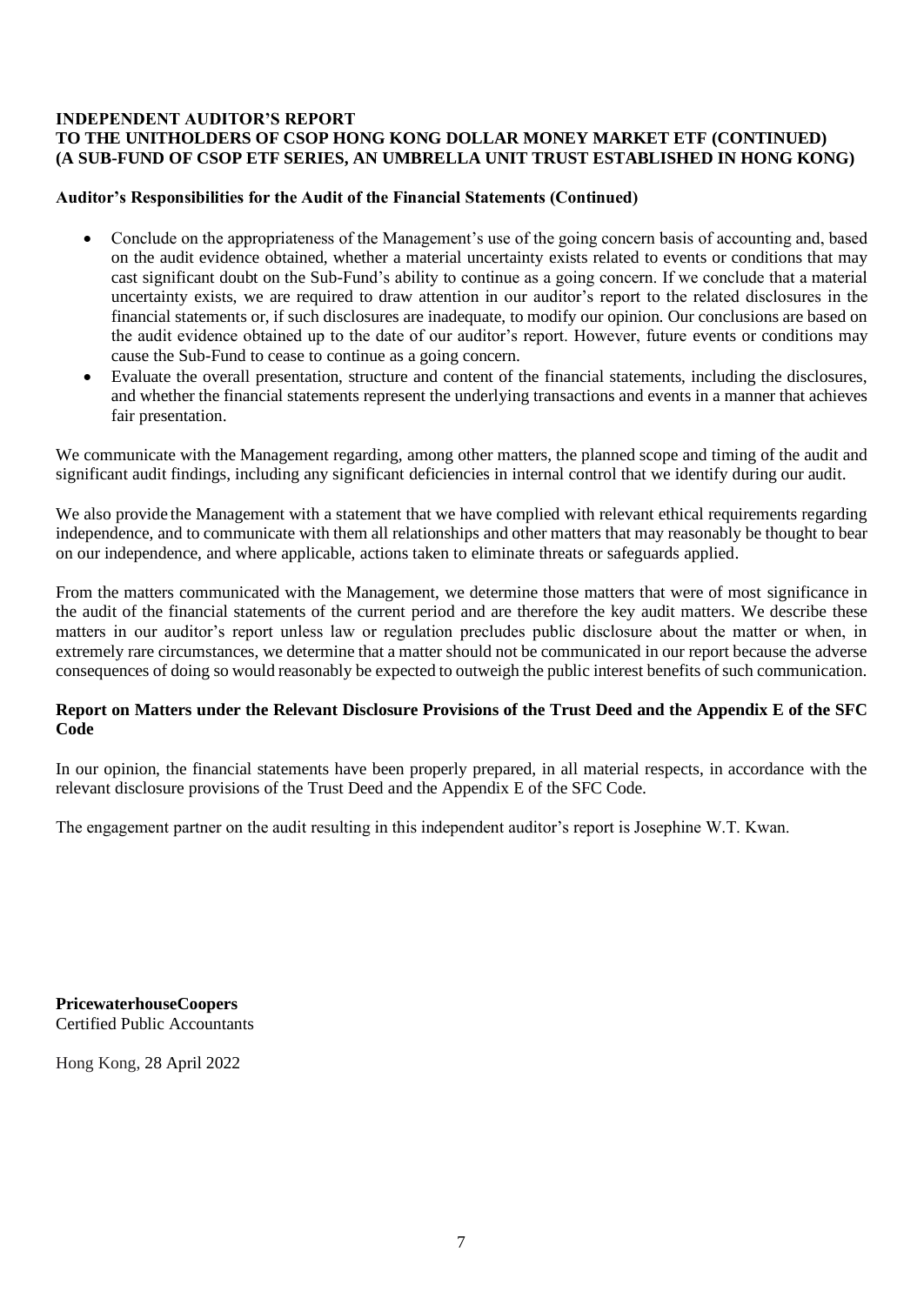**INDEPENDENT AUDITOR'S REPORT**
**TO THE UNITHOLDERS OF CSOP HONG KONG DOLLAR MONEY MARKET ETF (CONTINUED)**
**(A SUB-FUND OF CSOP ETF SERIES, AN UMBRELLA UNIT TRUST ESTABLISHED IN HONG KONG)**

**Auditor's Responsibilities for the Audit of the Financial Statements (Continued)**

- Conclude on the appropriateness of the Management's use of the going concern basis of accounting and, based on the audit evidence obtained, whether a material uncertainty exists related to events or conditions that may cast significant doubt on the Sub-Fund's ability to continue as a going concern. If we conclude that a material uncertainty exists, we are required to draw attention in our auditor's report to the related disclosures in the financial statements or, if such disclosures are inadequate, to modify our opinion. Our conclusions are based on the audit evidence obtained up to the date of our auditor's report. However, future events or conditions may cause the Sub-Fund to cease to continue as a going concern.
- Evaluate the overall presentation, structure and content of the financial statements, including the disclosures, and whether the financial statements represent the underlying transactions and events in a manner that achieves fair presentation.

We communicate with the Management regarding, among other matters, the planned scope and timing of the audit and significant audit findings, including any significant deficiencies in internal control that we identify during our audit.

We also provide the Management with a statement that we have complied with relevant ethical requirements regarding independence, and to communicate with them all relationships and other matters that may reasonably be thought to bear on our independence, and where applicable, actions taken to eliminate threats or safeguards applied.

From the matters communicated with the Management, we determine those matters that were of most significance in the audit of the financial statements of the current period and are therefore the key audit matters. We describe these matters in our auditor's report unless law or regulation precludes public disclosure about the matter or when, in extremely rare circumstances, we determine that a matter should not be communicated in our report because the adverse consequences of doing so would reasonably be expected to outweigh the public interest benefits of such communication.

**Report on Matters under the Relevant Disclosure Provisions of the Trust Deed and the Appendix E of the SFC Code**

In our opinion, the financial statements have been properly prepared, in all material respects, in accordance with the relevant disclosure provisions of the Trust Deed and the Appendix E of the SFC Code.

The engagement partner on the audit resulting in this independent auditor's report is Josephine W.T. Kwan.

**PricewaterhouseCoopers**
Certified Public Accountants

Hong Kong, 28 April 2022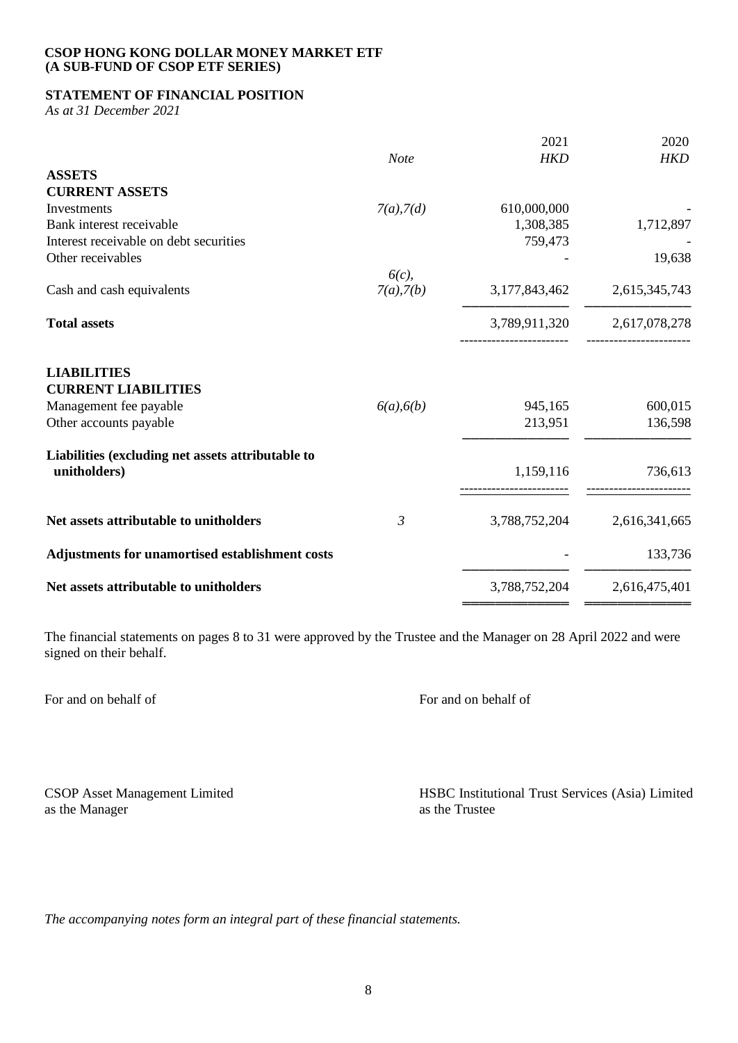**CSOP HONG KONG DOLLAR MONEY MARKET ETF**
**(A SUB-FUND OF CSOP ETF SERIES)**

**STATEMENT OF FINANCIAL POSITION**
*As at 31 December 2021*

| | *Note* | 2021 *HKD* | 2020 *HKD* |
|---|---|---|---|
| **ASSETS** | | | |
| **CURRENT ASSETS** | | | |
| Investments | *7(a),7(d)* | 610,000,000 | - |
| Bank interest receivable | | 1,308,385 | 1,712,897 |
| Interest receivable on debt securities | | 759,473 | - |
| Other receivables | | - | 19,638 |
| Cash and cash equivalents | *6(c), 7(a),7(b)* | 3,177,843,462 | 2,615,345,743 |
| **Total assets** | | 3,789,911,320 | 2,617,078,278 |
| **LIABILITIES** | | | |
| **CURRENT LIABILITIES** | | | |
| Management fee payable | *6(a),6(b)* | 945,165 | 600,015 |
| Other accounts payable | | 213,951 | 136,598 |
| **Liabilities (excluding net assets attributable to unitholders)** | | 1,159,116 | 736,613 |
| **Net assets attributable to unitholders** | *3* | 3,788,752,204 | 2,616,341,665 |
| **Adjustments for unamortised establishment costs** | | - | 133,736 |
| **Net assets attributable to unitholders** | | 3,788,752,204 | 2,616,475,401 |

The financial statements on pages 8 to 31 were approved by the Trustee and the Manager on 28 April 2022 and were signed on their behalf.

For and on behalf of

CSOP Asset Management Limited
as the Manager

For and on behalf of

HSBC Institutional Trust Services (Asia) Limited
as the Trustee

*The accompanying notes form an integral part of these financial statements.*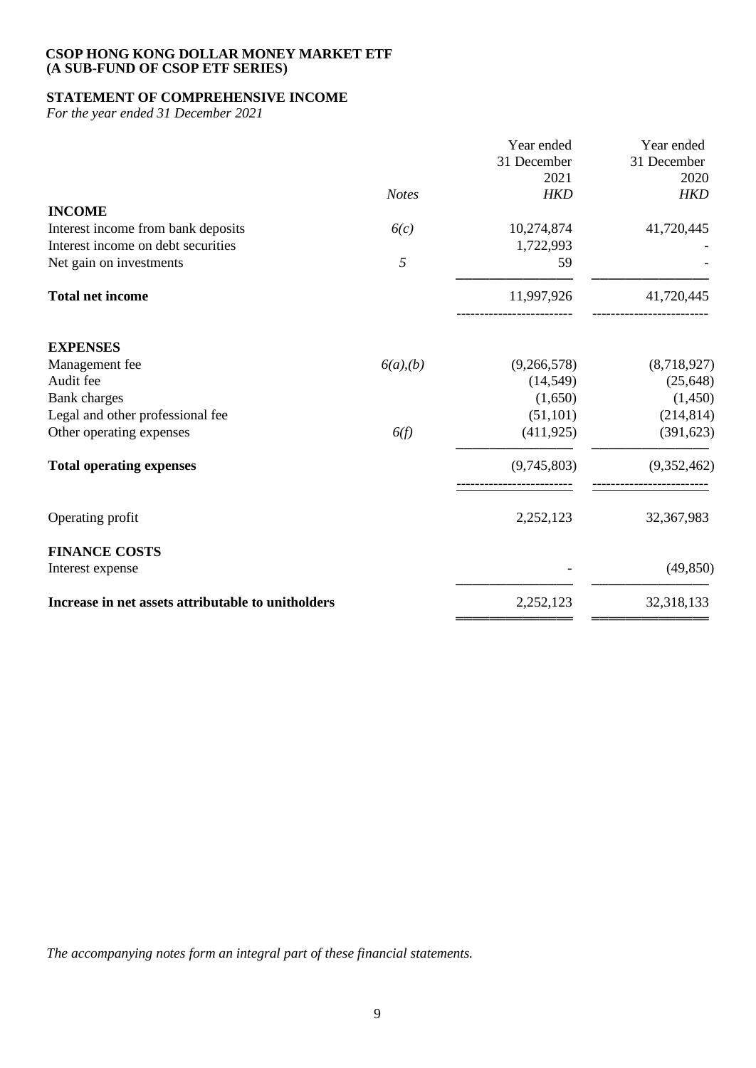**CSOP HONG KONG DOLLAR MONEY MARKET ETF**
**(A SUB-FUND OF CSOP ETF SERIES)**

## STATEMENT OF COMPREHENSIVE INCOME

*For the year ended 31 December 2021*

| | *Notes* | Year ended 31 December 2021 *HKD* | Year ended 31 December 2020 *HKD* |
|---|---|---|---|
| **INCOME** | | | |
| Interest income from bank deposits | *6(c)* | 10,274,874 | 41,720,445 |
| Interest income on debt securities | | 1,722,993 | - |
| Net gain on investments | *5* | 59 | - |
| **Total net income** | | 11,997,926 | 41,720,445 |
| **EXPENSES** | | | |
| Management fee | *6(a),(b)* | (9,266,578) | (8,718,927) |
| Audit fee | | (14,549) | (25,648) |
| Bank charges | | (1,650) | (1,450) |
| Legal and other professional fee | | (51,101) | (214,814) |
| Other operating expenses | *6(f)* | (411,925) | (391,623) |
| **Total operating expenses** | | (9,745,803) | (9,352,462) |
| Operating profit | | 2,252,123 | 32,367,983 |
| **FINANCE COSTS** | | | |
| Interest expense | | - | (49,850) |
| **Increase in net assets attributable to unitholders** | | 2,252,123 | 32,318,133 |

*The accompanying notes form an integral part of these financial statements.*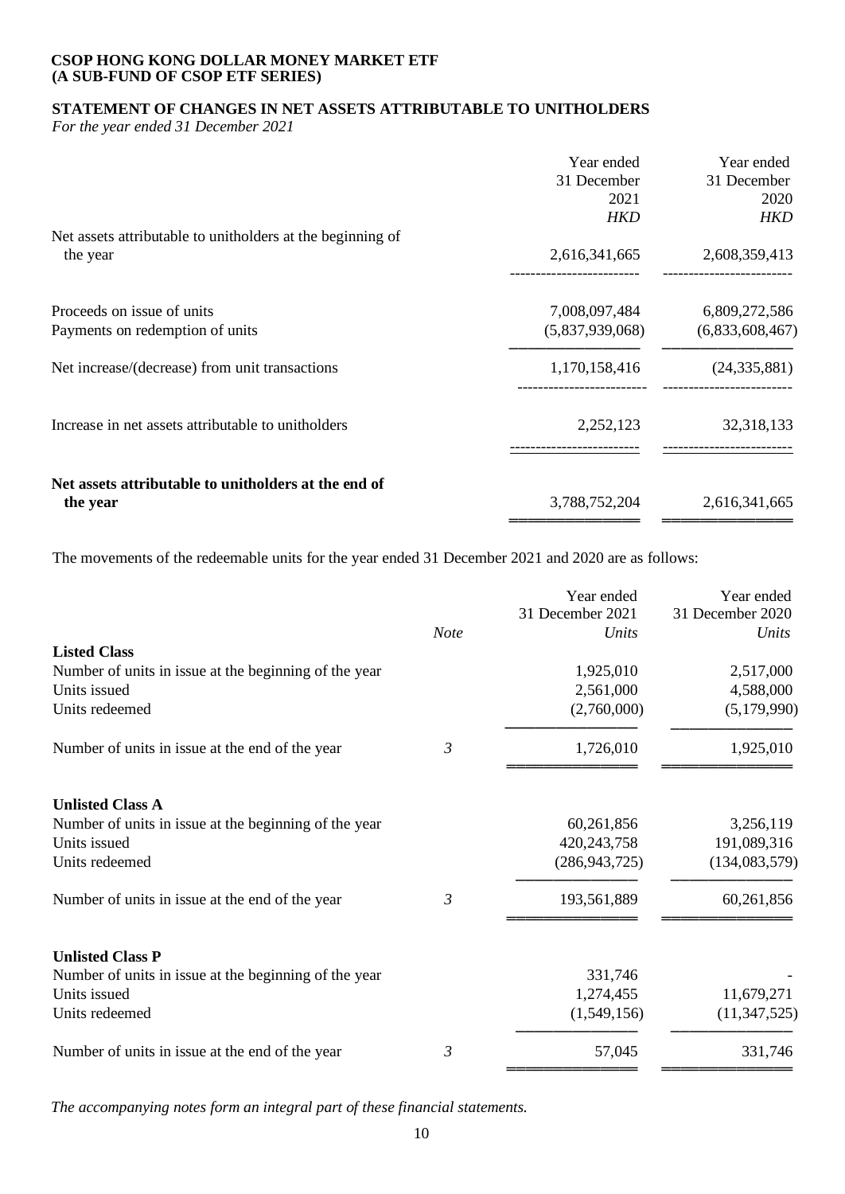**CSOP HONG KONG DOLLAR MONEY MARKET ETF**
**(A SUB-FUND OF CSOP ETF SERIES)**

## STATEMENT OF CHANGES IN NET ASSETS ATTRIBUTABLE TO UNITHOLDERS

*For the year ended 31 December 2021*

| | Year ended 31 December 2021 *HKD* | Year ended 31 December 2020 *HKD* |
|---|---|---|
| Net assets attributable to unitholders at the beginning of the year | 2,616,341,665 | 2,608,359,413 |
| Proceeds on issue of units | 7,008,097,484 | 6,809,272,586 |
| Payments on redemption of units | (5,837,939,068) | (6,833,608,467) |
| Net increase/(decrease) from unit transactions | 1,170,158,416 | (24,335,881) |
| Increase in net assets attributable to unitholders | 2,252,123 | 32,318,133 |
| **Net assets attributable to unitholders at the end of the year** | 3,788,752,204 | 2,616,341,665 |

The movements of the redeemable units for the year ended 31 December 2021 and 2020 are as follows:

| | *Note* | Year ended 31 December 2021 *Units* | Year ended 31 December 2020 *Units* |
|---|---|---|---|
| **Listed Class** | | | |
| Number of units in issue at the beginning of the year | | 1,925,010 | 2,517,000 |
| Units issued | | 2,561,000 | 4,588,000 |
| Units redeemed | | (2,760,000) | (5,179,990) |
| Number of units in issue at the end of the year | *3* | 1,726,010 | 1,925,010 |
| **Unlisted Class A** | | | |
| Number of units in issue at the beginning of the year | | 60,261,856 | 3,256,119 |
| Units issued | | 420,243,758 | 191,089,316 |
| Units redeemed | | (286,943,725) | (134,083,579) |
| Number of units in issue at the end of the year | *3* | 193,561,889 | 60,261,856 |
| **Unlisted Class P** | | | |
| Number of units in issue at the beginning of the year | | 331,746 | - |
| Units issued | | 1,274,455 | 11,679,271 |
| Units redeemed | | (1,549,156) | (11,347,525) |
| Number of units in issue at the end of the year | *3* | 57,045 | 331,746 |

*The accompanying notes form an integral part of these financial statements.*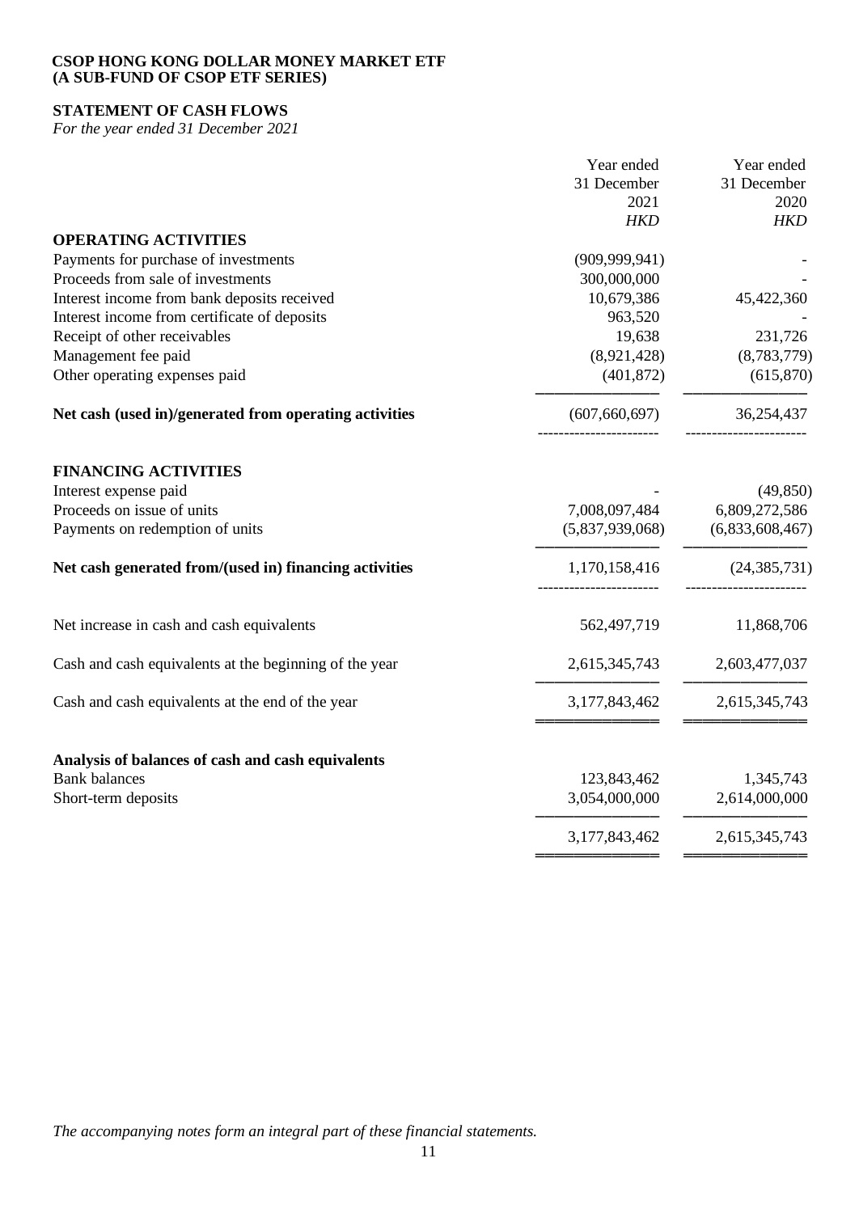**CSOP HONG KONG DOLLAR MONEY MARKET ETF**
**(A SUB-FUND OF CSOP ETF SERIES)**

## STATEMENT OF CASH FLOWS

*For the year ended 31 December 2021*

| | Year ended 31 December 2021 *HKD* | Year ended 31 December 2020 *HKD* |
|---|---|---|
| **OPERATING ACTIVITIES** | | |
| Payments for purchase of investments | (909,999,941) | - |
| Proceeds from sale of investments | 300,000,000 | - |
| Interest income from bank deposits received | 10,679,386 | 45,422,360 |
| Interest income from certificate of deposits | 963,520 | - |
| Receipt of other receivables | 19,638 | 231,726 |
| Management fee paid | (8,921,428) | (8,783,779) |
| Other operating expenses paid | (401,872) | (615,870) |
| **Net cash (used in)/generated from operating activities** | (607,660,697) | 36,254,437 |
| **FINANCING ACTIVITIES** | | |
| Interest expense paid | - | (49,850) |
| Proceeds on issue of units | 7,008,097,484 | 6,809,272,586 |
| Payments on redemption of units | (5,837,939,068) | (6,833,608,467) |
| **Net cash generated from/(used in) financing activities** | 1,170,158,416 | (24,385,731) |
| Net increase in cash and cash equivalents | 562,497,719 | 11,868,706 |
| Cash and cash equivalents at the beginning of the year | 2,615,345,743 | 2,603,477,037 |
| Cash and cash equivalents at the end of the year | 3,177,843,462 | 2,615,345,743 |
| **Analysis of balances of cash and cash equivalents** | | |
| Bank balances | 123,843,462 | 1,345,743 |
| Short-term deposits | 3,054,000,000 | 2,614,000,000 |
| | 3,177,843,462 | 2,615,345,743 |

*The accompanying notes form an integral part of these financial statements.*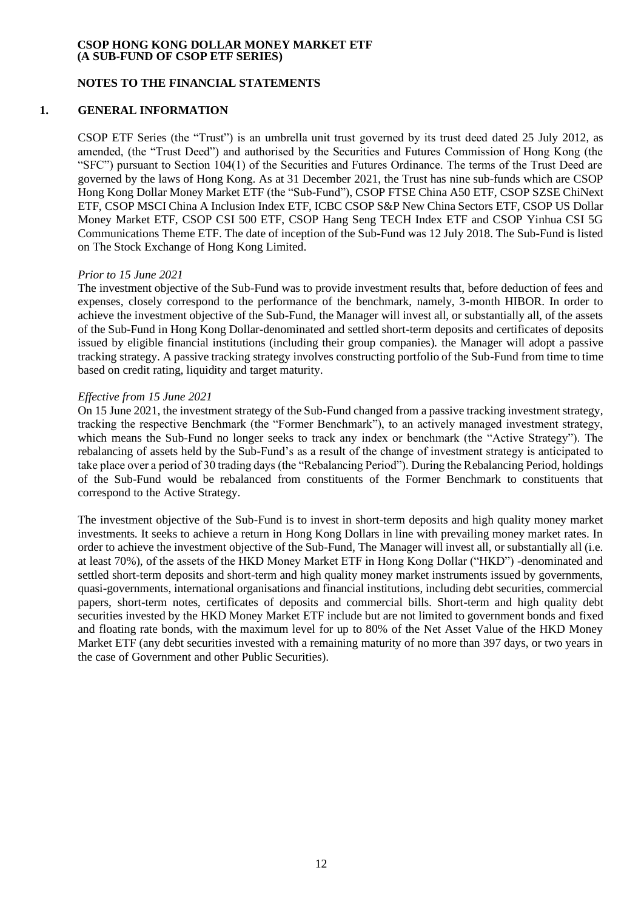**CSOP HONG KONG DOLLAR MONEY MARKET ETF**
**(A SUB-FUND OF CSOP ETF SERIES)**

## NOTES TO THE FINANCIAL STATEMENTS

### 1. GENERAL INFORMATION

CSOP ETF Series (the "Trust") is an umbrella unit trust governed by its trust deed dated 25 July 2012, as amended, (the "Trust Deed") and authorised by the Securities and Futures Commission of Hong Kong (the "SFC") pursuant to Section 104(1) of the Securities and Futures Ordinance. The terms of the Trust Deed are governed by the laws of Hong Kong. As at 31 December 2021, the Trust has nine sub-funds which are CSOP Hong Kong Dollar Money Market ETF (the "Sub-Fund"), CSOP FTSE China A50 ETF, CSOP SZSE ChiNext ETF, CSOP MSCI China A Inclusion Index ETF, ICBC CSOP S&P New China Sectors ETF, CSOP US Dollar Money Market ETF, CSOP CSI 500 ETF, CSOP Hang Seng TECH Index ETF and CSOP Yinhua CSI 5G Communications Theme ETF. The date of inception of the Sub-Fund was 12 July 2018. The Sub-Fund is listed on The Stock Exchange of Hong Kong Limited.

*Prior to 15 June 2021*
The investment objective of the Sub-Fund was to provide investment results that, before deduction of fees and expenses, closely correspond to the performance of the benchmark, namely, 3-month HIBOR. In order to achieve the investment objective of the Sub-Fund, the Manager will invest all, or substantially all, of the assets of the Sub-Fund in Hong Kong Dollar-denominated and settled short-term deposits and certificates of deposits issued by eligible financial institutions (including their group companies). the Manager will adopt a passive tracking strategy. A passive tracking strategy involves constructing portfolio of the Sub-Fund from time to time based on credit rating, liquidity and target maturity.

*Effective from 15 June 2021*
On 15 June 2021, the investment strategy of the Sub-Fund changed from a passive tracking investment strategy, tracking the respective Benchmark (the "Former Benchmark"), to an actively managed investment strategy, which means the Sub-Fund no longer seeks to track any index or benchmark (the "Active Strategy"). The rebalancing of assets held by the Sub-Fund's as a result of the change of investment strategy is anticipated to take place over a period of 30 trading days (the "Rebalancing Period"). During the Rebalancing Period, holdings of the Sub-Fund would be rebalanced from constituents of the Former Benchmark to constituents that correspond to the Active Strategy.

The investment objective of the Sub-Fund is to invest in short-term deposits and high quality money market investments. It seeks to achieve a return in Hong Kong Dollars in line with prevailing money market rates. In order to achieve the investment objective of the Sub-Fund, The Manager will invest all, or substantially all (i.e. at least 70%), of the assets of the HKD Money Market ETF in Hong Kong Dollar ("HKD") -denominated and settled short-term deposits and short-term and high quality money market instruments issued by governments, quasi-governments, international organisations and financial institutions, including debt securities, commercial papers, short-term notes, certificates of deposits and commercial bills. Short-term and high quality debt securities invested by the HKD Money Market ETF include but are not limited to government bonds and fixed and floating rate bonds, with the maximum level for up to 80% of the Net Asset Value of the HKD Money Market ETF (any debt securities invested with a remaining maturity of no more than 397 days, or two years in the case of Government and other Public Securities).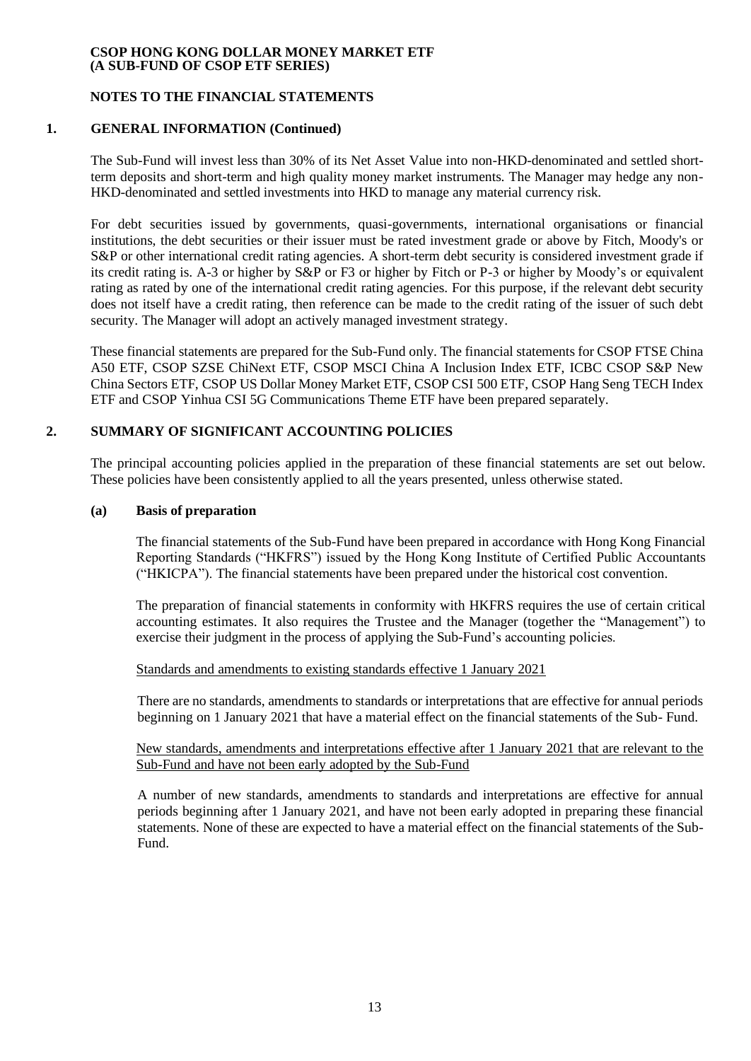**CSOP HONG KONG DOLLAR MONEY MARKET ETF**
**(A SUB-FUND OF CSOP ETF SERIES)**

**NOTES TO THE FINANCIAL STATEMENTS**

## 1. GENERAL INFORMATION (Continued)

The Sub-Fund will invest less than 30% of its Net Asset Value into non-HKD-denominated and settled short-term deposits and short-term and high quality money market instruments. The Manager may hedge any non-HKD-denominated and settled investments into HKD to manage any material currency risk.

For debt securities issued by governments, quasi-governments, international organisations or financial institutions, the debt securities or their issuer must be rated investment grade or above by Fitch, Moody's or S&P or other international credit rating agencies. A short-term debt security is considered investment grade if its credit rating is. A-3 or higher by S&P or F3 or higher by Fitch or P-3 or higher by Moody's or equivalent rating as rated by one of the international credit rating agencies. For this purpose, if the relevant debt security does not itself have a credit rating, then reference can be made to the credit rating of the issuer of such debt security. The Manager will adopt an actively managed investment strategy.

These financial statements are prepared for the Sub-Fund only. The financial statements for CSOP FTSE China A50 ETF, CSOP SZSE ChiNext ETF, CSOP MSCI China A Inclusion Index ETF, ICBC CSOP S&P New China Sectors ETF, CSOP US Dollar Money Market ETF, CSOP CSI 500 ETF, CSOP Hang Seng TECH Index ETF and CSOP Yinhua CSI 5G Communications Theme ETF have been prepared separately.

## 2. SUMMARY OF SIGNIFICANT ACCOUNTING POLICIES

The principal accounting policies applied in the preparation of these financial statements are set out below. These policies have been consistently applied to all the years presented, unless otherwise stated.

### (a) Basis of preparation

The financial statements of the Sub-Fund have been prepared in accordance with Hong Kong Financial Reporting Standards ("HKFRS") issued by the Hong Kong Institute of Certified Public Accountants ("HKICPA"). The financial statements have been prepared under the historical cost convention.

The preparation of financial statements in conformity with HKFRS requires the use of certain critical accounting estimates. It also requires the Trustee and the Manager (together the "Management") to exercise their judgment in the process of applying the Sub-Fund's accounting policies.

Standards and amendments to existing standards effective 1 January 2021

There are no standards, amendments to standards or interpretations that are effective for annual periods beginning on 1 January 2021 that have a material effect on the financial statements of the Sub- Fund.

New standards, amendments and interpretations effective after 1 January 2021 that are relevant to the Sub-Fund and have not been early adopted by the Sub-Fund

A number of new standards, amendments to standards and interpretations are effective for annual periods beginning after 1 January 2021, and have not been early adopted in preparing these financial statements. None of these are expected to have a material effect on the financial statements of the Sub-Fund.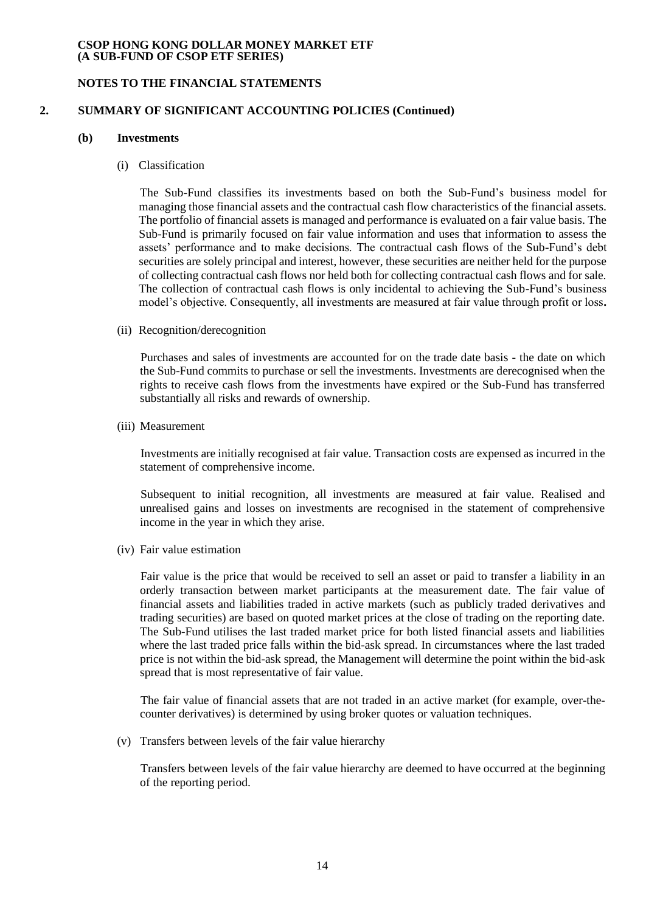## NOTES TO THE FINANCIAL STATEMENTS

## 2. SUMMARY OF SIGNIFICANT ACCOUNTING POLICIES (Continued)

### (b) Investments

(i) Classification

The Sub-Fund classifies its investments based on both the Sub-Fund's business model for managing those financial assets and the contractual cash flow characteristics of the financial assets. The portfolio of financial assets is managed and performance is evaluated on a fair value basis. The Sub-Fund is primarily focused on fair value information and uses that information to assess the assets' performance and to make decisions. The contractual cash flows of the Sub-Fund's debt securities are solely principal and interest, however, these securities are neither held for the purpose of collecting contractual cash flows nor held both for collecting contractual cash flows and for sale. The collection of contractual cash flows is only incidental to achieving the Sub-Fund's business model's objective. Consequently, all investments are measured at fair value through profit or loss**.**

(ii) Recognition/derecognition

Purchases and sales of investments are accounted for on the trade date basis - the date on which the Sub-Fund commits to purchase or sell the investments. Investments are derecognised when the rights to receive cash flows from the investments have expired or the Sub-Fund has transferred substantially all risks and rewards of ownership.

(iii) Measurement

Investments are initially recognised at fair value. Transaction costs are expensed as incurred in the statement of comprehensive income.

Subsequent to initial recognition, all investments are measured at fair value. Realised and unrealised gains and losses on investments are recognised in the statement of comprehensive income in the year in which they arise.

(iv) Fair value estimation

Fair value is the price that would be received to sell an asset or paid to transfer a liability in an orderly transaction between market participants at the measurement date. The fair value of financial assets and liabilities traded in active markets (such as publicly traded derivatives and trading securities) are based on quoted market prices at the close of trading on the reporting date. The Sub-Fund utilises the last traded market price for both listed financial assets and liabilities where the last traded price falls within the bid-ask spread. In circumstances where the last traded price is not within the bid-ask spread, the Management will determine the point within the bid-ask spread that is most representative of fair value.

The fair value of financial assets that are not traded in an active market (for example, over-the-counter derivatives) is determined by using broker quotes or valuation techniques.

(v) Transfers between levels of the fair value hierarchy

Transfers between levels of the fair value hierarchy are deemed to have occurred at the beginning of the reporting period.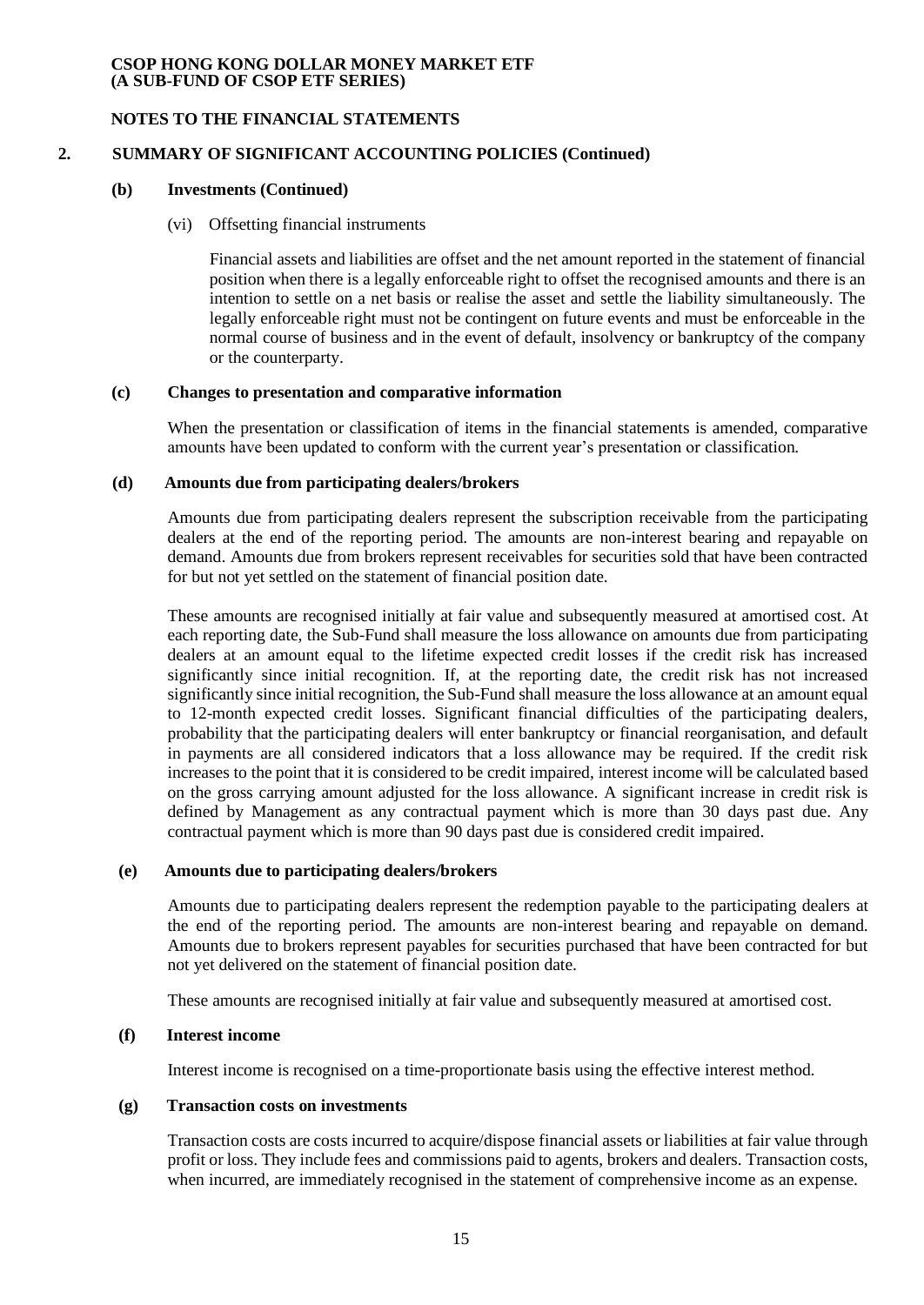## 2. SUMMARY OF SIGNIFICANT ACCOUNTING POLICIES (Continued)

### (b) Investments (Continued)

(vi) Offsetting financial instruments

Financial assets and liabilities are offset and the net amount reported in the statement of financial position when there is a legally enforceable right to offset the recognised amounts and there is an intention to settle on a net basis or realise the asset and settle the liability simultaneously. The legally enforceable right must not be contingent on future events and must be enforceable in the normal course of business and in the event of default, insolvency or bankruptcy of the company or the counterparty.

### (c) Changes to presentation and comparative information

When the presentation or classification of items in the financial statements is amended, comparative amounts have been updated to conform with the current year's presentation or classification.

### (d) Amounts due from participating dealers/brokers

Amounts due from participating dealers represent the subscription receivable from the participating dealers at the end of the reporting period. The amounts are non-interest bearing and repayable on demand. Amounts due from brokers represent receivables for securities sold that have been contracted for but not yet settled on the statement of financial position date.

These amounts are recognised initially at fair value and subsequently measured at amortised cost. At each reporting date, the Sub-Fund shall measure the loss allowance on amounts due from participating dealers at an amount equal to the lifetime expected credit losses if the credit risk has increased significantly since initial recognition. If, at the reporting date, the credit risk has not increased significantly since initial recognition, the Sub-Fund shall measure the loss allowance at an amount equal to 12-month expected credit losses. Significant financial difficulties of the participating dealers, probability that the participating dealers will enter bankruptcy or financial reorganisation, and default in payments are all considered indicators that a loss allowance may be required. If the credit risk increases to the point that it is considered to be credit impaired, interest income will be calculated based on the gross carrying amount adjusted for the loss allowance. A significant increase in credit risk is defined by Management as any contractual payment which is more than 30 days past due. Any contractual payment which is more than 90 days past due is considered credit impaired.

### (e) Amounts due to participating dealers/brokers

Amounts due to participating dealers represent the redemption payable to the participating dealers at the end of the reporting period. The amounts are non-interest bearing and repayable on demand. Amounts due to brokers represent payables for securities purchased that have been contracted for but not yet delivered on the statement of financial position date.

These amounts are recognised initially at fair value and subsequently measured at amortised cost.

### (f) Interest income

Interest income is recognised on a time-proportionate basis using the effective interest method.

### (g) Transaction costs on investments

Transaction costs are costs incurred to acquire/dispose financial assets or liabilities at fair value through profit or loss. They include fees and commissions paid to agents, brokers and dealers. Transaction costs, when incurred, are immediately recognised in the statement of comprehensive income as an expense.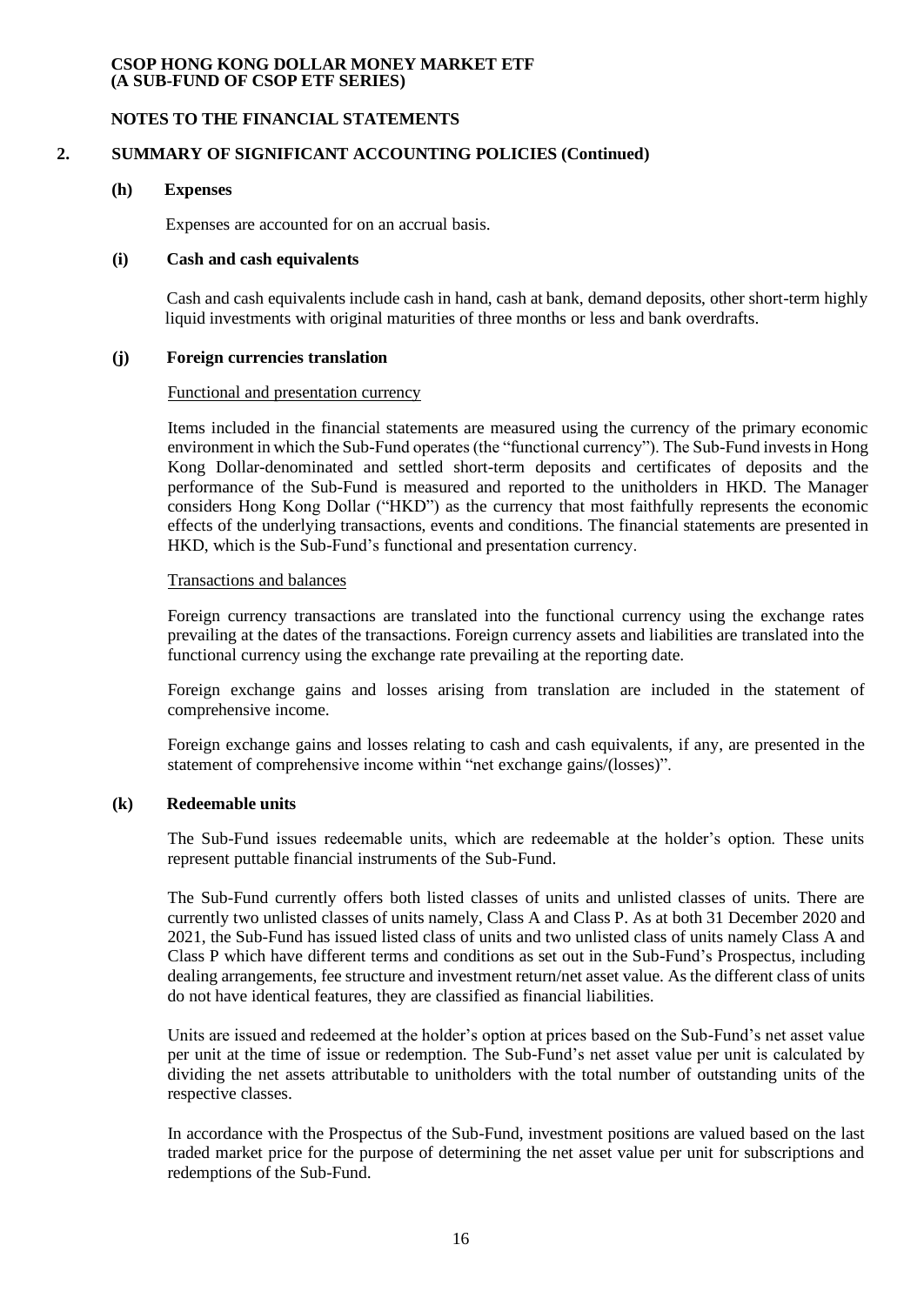**CSOP HONG KONG DOLLAR MONEY MARKET ETF**
**(A SUB-FUND OF CSOP ETF SERIES)**

**NOTES TO THE FINANCIAL STATEMENTS**

## 2. SUMMARY OF SIGNIFICANT ACCOUNTING POLICIES (Continued)

### (h) Expenses

Expenses are accounted for on an accrual basis.

### (i) Cash and cash equivalents

Cash and cash equivalents include cash in hand, cash at bank, demand deposits, other short-term highly liquid investments with original maturities of three months or less and bank overdrafts.

### (j) Foreign currencies translation

Functional and presentation currency

Items included in the financial statements are measured using the currency of the primary economic environment in which the Sub-Fund operates (the "functional currency"). The Sub-Fund invests in Hong Kong Dollar-denominated and settled short-term deposits and certificates of deposits and the performance of the Sub-Fund is measured and reported to the unitholders in HKD. The Manager considers Hong Kong Dollar ("HKD") as the currency that most faithfully represents the economic effects of the underlying transactions, events and conditions. The financial statements are presented in HKD, which is the Sub-Fund's functional and presentation currency.

Transactions and balances

Foreign currency transactions are translated into the functional currency using the exchange rates prevailing at the dates of the transactions. Foreign currency assets and liabilities are translated into the functional currency using the exchange rate prevailing at the reporting date.

Foreign exchange gains and losses arising from translation are included in the statement of comprehensive income.

Foreign exchange gains and losses relating to cash and cash equivalents, if any, are presented in the statement of comprehensive income within "net exchange gains/(losses)".

### (k) Redeemable units

The Sub-Fund issues redeemable units, which are redeemable at the holder's option. These units represent puttable financial instruments of the Sub-Fund.

The Sub-Fund currently offers both listed classes of units and unlisted classes of units. There are currently two unlisted classes of units namely, Class A and Class P. As at both 31 December 2020 and 2021, the Sub-Fund has issued listed class of units and two unlisted class of units namely Class A and Class P which have different terms and conditions as set out in the Sub-Fund's Prospectus, including dealing arrangements, fee structure and investment return/net asset value. As the different class of units do not have identical features, they are classified as financial liabilities.

Units are issued and redeemed at the holder's option at prices based on the Sub-Fund's net asset value per unit at the time of issue or redemption. The Sub-Fund's net asset value per unit is calculated by dividing the net assets attributable to unitholders with the total number of outstanding units of the respective classes.

In accordance with the Prospectus of the Sub-Fund, investment positions are valued based on the last traded market price for the purpose of determining the net asset value per unit for subscriptions and redemptions of the Sub-Fund.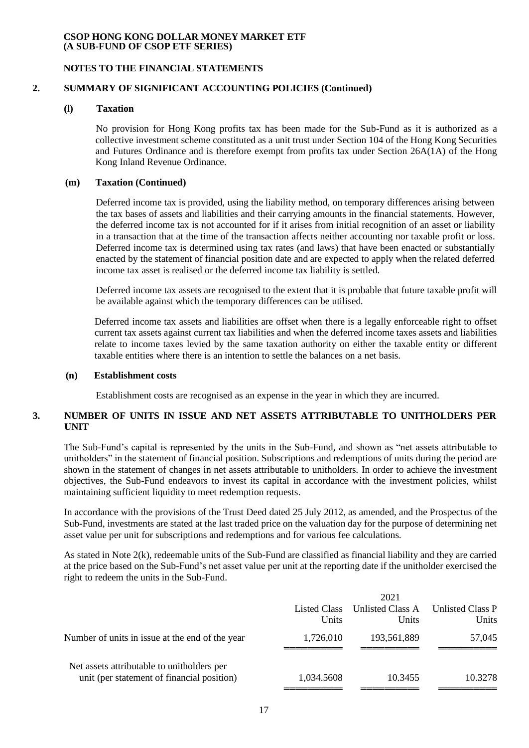**CSOP HONG KONG DOLLAR MONEY MARKET ETF**
**(A SUB-FUND OF CSOP ETF SERIES)**

**NOTES TO THE FINANCIAL STATEMENTS**

## 2. SUMMARY OF SIGNIFICANT ACCOUNTING POLICIES (Continued)

### (l) Taxation

No provision for Hong Kong profits tax has been made for the Sub-Fund as it is authorized as a collective investment scheme constituted as a unit trust under Section 104 of the Hong Kong Securities and Futures Ordinance and is therefore exempt from profits tax under Section 26A(1A) of the Hong Kong Inland Revenue Ordinance.

### (m) Taxation (Continued)

Deferred income tax is provided, using the liability method, on temporary differences arising between the tax bases of assets and liabilities and their carrying amounts in the financial statements. However, the deferred income tax is not accounted for if it arises from initial recognition of an asset or liability in a transaction that at the time of the transaction affects neither accounting nor taxable profit or loss. Deferred income tax is determined using tax rates (and laws) that have been enacted or substantially enacted by the statement of financial position date and are expected to apply when the related deferred income tax asset is realised or the deferred income tax liability is settled.

Deferred income tax assets are recognised to the extent that it is probable that future taxable profit will be available against which the temporary differences can be utilised.

Deferred income tax assets and liabilities are offset when there is a legally enforceable right to offset current tax assets against current tax liabilities and when the deferred income taxes assets and liabilities relate to income taxes levied by the same taxation authority on either the taxable entity or different taxable entities where there is an intention to settle the balances on a net basis.

### (n) Establishment costs

Establishment costs are recognised as an expense in the year in which they are incurred.

## 3. NUMBER OF UNITS IN ISSUE AND NET ASSETS ATTRIBUTABLE TO UNITHOLDERS PER UNIT

The Sub-Fund's capital is represented by the units in the Sub-Fund, and shown as "net assets attributable to unitholders" in the statement of financial position. Subscriptions and redemptions of units during the period are shown in the statement of changes in net assets attributable to unitholders. In order to achieve the investment objectives, the Sub-Fund endeavors to invest its capital in accordance with the investment policies, whilst maintaining sufficient liquidity to meet redemption requests.

In accordance with the provisions of the Trust Deed dated 25 July 2012, as amended, and the Prospectus of the Sub-Fund, investments are stated at the last traded price on the valuation day for the purpose of determining net asset value per unit for subscriptions and redemptions and for various fee calculations.

As stated in Note 2(k), redeemable units of the Sub-Fund are classified as financial liability and they are carried at the price based on the Sub-Fund's net asset value per unit at the reporting date if the unitholder exercised the right to redeem the units in the Sub-Fund.

| | 2021 | | |
|---|---|---|---|
| | Listed Class Units | Unlisted Class A Units | Unlisted Class P Units |
| Number of units in issue at the end of the year | 1,726,010 | 193,561,889 | 57,045 |
| Net assets attributable to unitholders per unit (per statement of financial position) | 1,034.5608 | 10.3455 | 10.3278 |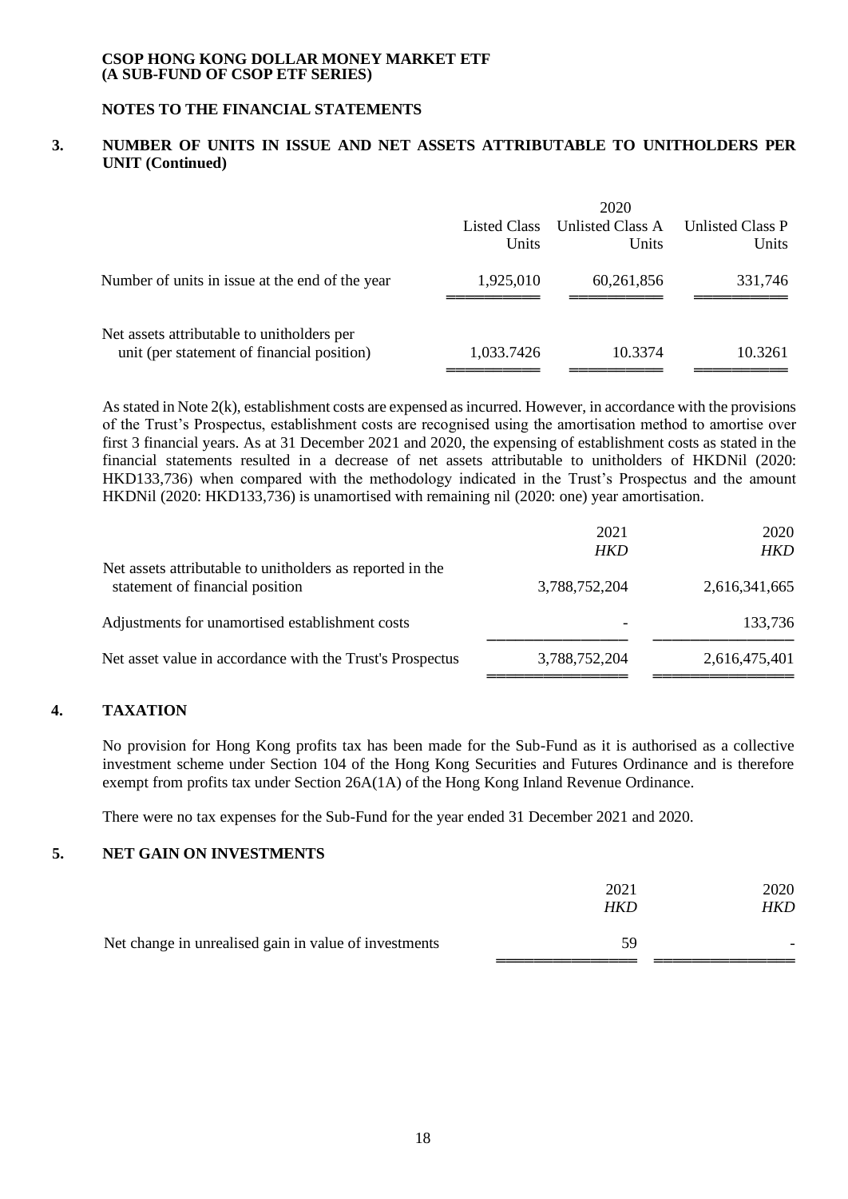**CSOP HONG KONG DOLLAR MONEY MARKET ETF**
**(A SUB-FUND OF CSOP ETF SERIES)**

**NOTES TO THE FINANCIAL STATEMENTS**

## 3. NUMBER OF UNITS IN ISSUE AND NET ASSETS ATTRIBUTABLE TO UNITHOLDERS PER UNIT (Continued)

| | 2020 | | |
|---|---|---|---|
| | Listed Class Units | Unlisted Class A Units | Unlisted Class P Units |
| Number of units in issue at the end of the year | 1,925,010 | 60,261,856 | 331,746 |
| Net assets attributable to unitholders per unit (per statement of financial position) | 1,033.7426 | 10.3374 | 10.3261 |

As stated in Note 2(k), establishment costs are expensed as incurred. However, in accordance with the provisions of the Trust's Prospectus, establishment costs are recognised using the amortisation method to amortise over first 3 financial years. As at 31 December 2021 and 2020, the expensing of establishment costs as stated in the financial statements resulted in a decrease of net assets attributable to unitholders of HKDNil (2020: HKD133,736) when compared with the methodology indicated in the Trust's Prospectus and the amount HKDNil (2020: HKD133,736) is unamortised with remaining nil (2020: one) year amortisation.

| | 2021 *HKD* | 2020 *HKD* |
|---|---|---|
| Net assets attributable to unitholders as reported in the statement of financial position | 3,788,752,204 | 2,616,341,665 |
| Adjustments for unamortised establishment costs | - | 133,736 |
| Net asset value in accordance with the Trust's Prospectus | 3,788,752,204 | 2,616,475,401 |

## 4. TAXATION

No provision for Hong Kong profits tax has been made for the Sub-Fund as it is authorised as a collective investment scheme under Section 104 of the Hong Kong Securities and Futures Ordinance and is therefore exempt from profits tax under Section 26A(1A) of the Hong Kong Inland Revenue Ordinance.

There were no tax expenses for the Sub-Fund for the year ended 31 December 2021 and 2020.

## 5. NET GAIN ON INVESTMENTS

| | 2021 *HKD* | 2020 *HKD* |
|---|---|---|
| Net change in unrealised gain in value of investments | 59 | - |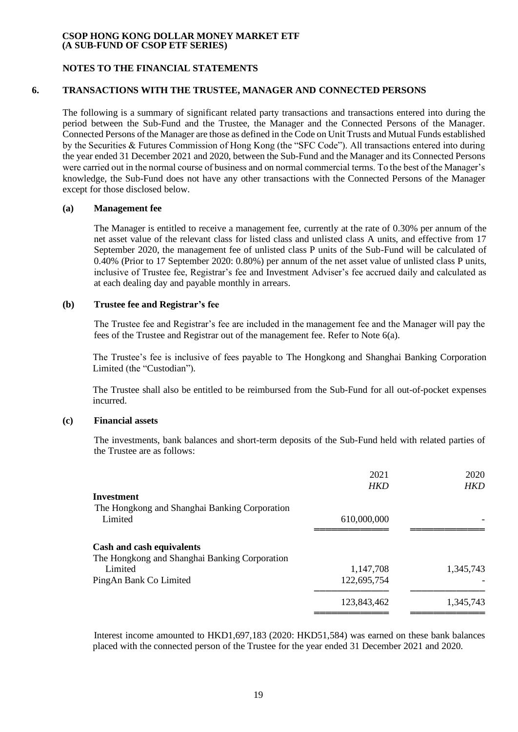**CSOP HONG KONG DOLLAR MONEY MARKET ETF**
**(A SUB-FUND OF CSOP ETF SERIES)**

**NOTES TO THE FINANCIAL STATEMENTS**

## 6. TRANSACTIONS WITH THE TRUSTEE, MANAGER AND CONNECTED PERSONS

The following is a summary of significant related party transactions and transactions entered into during the period between the Sub-Fund and the Trustee, the Manager and the Connected Persons of the Manager. Connected Persons of the Manager are those as defined in the Code on Unit Trusts and Mutual Funds established by the Securities & Futures Commission of Hong Kong (the "SFC Code"). All transactions entered into during the year ended 31 December 2021 and 2020, between the Sub-Fund and the Manager and its Connected Persons were carried out in the normal course of business and on normal commercial terms. To the best of the Manager's knowledge, the Sub-Fund does not have any other transactions with the Connected Persons of the Manager except for those disclosed below.

### (a) Management fee

The Manager is entitled to receive a management fee, currently at the rate of 0.30% per annum of the net asset value of the relevant class for listed class and unlisted class A units, and effective from 17 September 2020, the management fee of unlisted class P units of the Sub-Fund will be calculated of 0.40% (Prior to 17 September 2020: 0.80%) per annum of the net asset value of unlisted class P units, inclusive of Trustee fee, Registrar's fee and Investment Adviser's fee accrued daily and calculated as at each dealing day and payable monthly in arrears.

### (b) Trustee fee and Registrar's fee

The Trustee fee and Registrar's fee are included in the management fee and the Manager will pay the fees of the Trustee and Registrar out of the management fee. Refer to Note 6(a).

The Trustee's fee is inclusive of fees payable to The Hongkong and Shanghai Banking Corporation Limited (the "Custodian").

The Trustee shall also be entitled to be reimbursed from the Sub-Fund for all out-of-pocket expenses incurred.

### (c) Financial assets

The investments, bank balances and short-term deposits of the Sub-Fund held with related parties of the Trustee are as follows:

| | 2021 | 2020 |
|---|---|---|
| | *HKD* | *HKD* |
| **Investment** | | |
| The Hongkong and Shanghai Banking Corporation Limited | 610,000,000 | - |
| **Cash and cash equivalents** | | |
| The Hongkong and Shanghai Banking Corporation Limited | 1,147,708 | 1,345,743 |
| PingAn Bank Co Limited | 122,695,754 | - |
| | 123,843,462 | 1,345,743 |

Interest income amounted to HKD1,697,183 (2020: HKD51,584) was earned on these bank balances placed with the connected person of the Trustee for the year ended 31 December 2021 and 2020.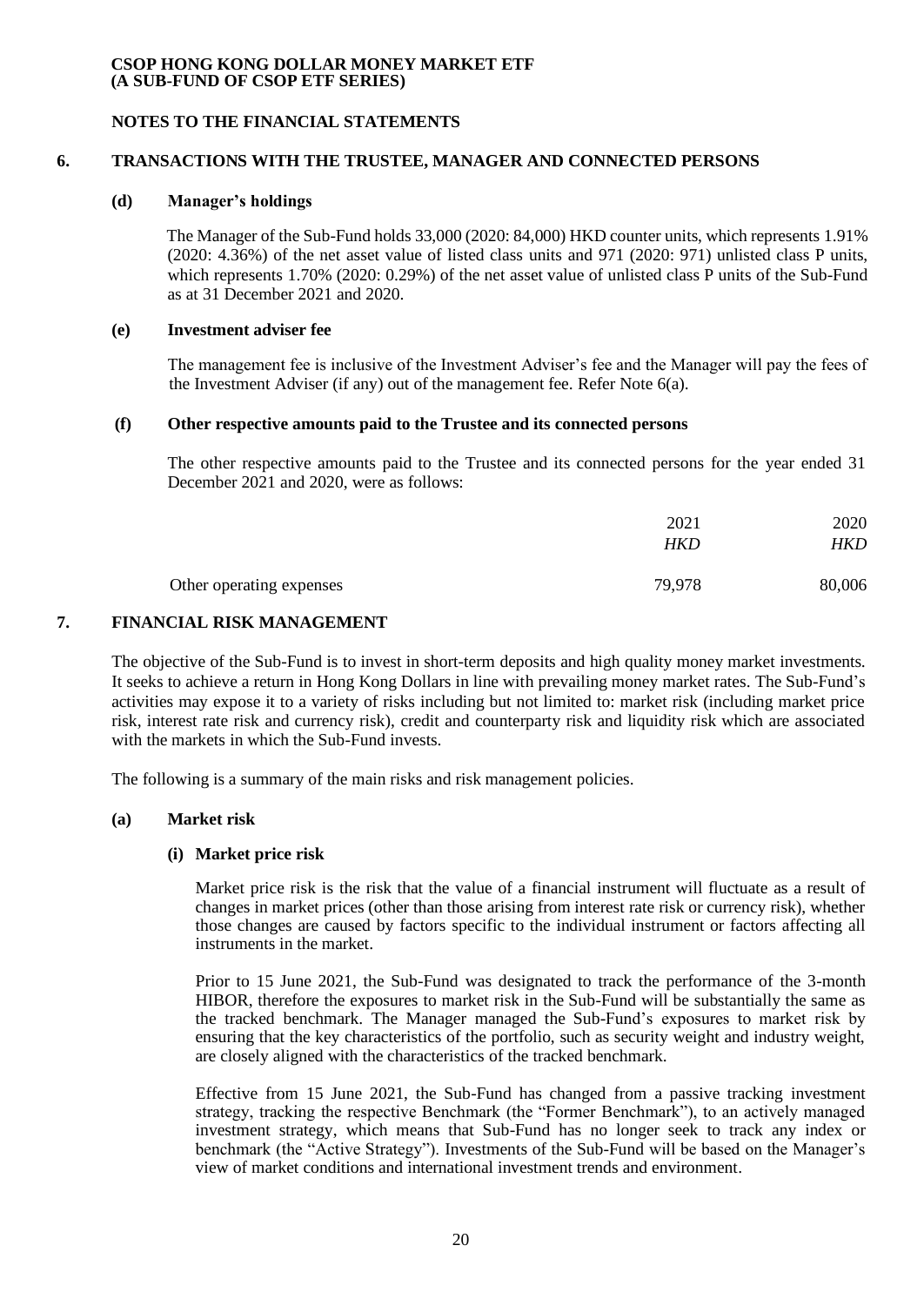**CSOP HONG KONG DOLLAR MONEY MARKET ETF**
**(A SUB-FUND OF CSOP ETF SERIES)**

**NOTES TO THE FINANCIAL STATEMENTS**

## 6. TRANSACTIONS WITH THE TRUSTEE, MANAGER AND CONNECTED PERSONS

### (d) Manager's holdings

The Manager of the Sub-Fund holds 33,000 (2020: 84,000) HKD counter units, which represents 1.91% (2020: 4.36%) of the net asset value of listed class units and 971 (2020: 971) unlisted class P units, which represents 1.70% (2020: 0.29%) of the net asset value of unlisted class P units of the Sub-Fund as at 31 December 2021 and 2020.

### (e) Investment adviser fee

The management fee is inclusive of the Investment Adviser's fee and the Manager will pay the fees of the Investment Adviser (if any) out of the management fee. Refer Note 6(a).

### (f) Other respective amounts paid to the Trustee and its connected persons

The other respective amounts paid to the Trustee and its connected persons for the year ended 31 December 2021 and 2020, were as follows:

| | 2021 | 2020 |
|---|---|---|
| | *HKD* | *HKD* |
| Other operating expenses | 79,978 | 80,006 |

## 7. FINANCIAL RISK MANAGEMENT

The objective of the Sub-Fund is to invest in short-term deposits and high quality money market investments. It seeks to achieve a return in Hong Kong Dollars in line with prevailing money market rates. The Sub-Fund's activities may expose it to a variety of risks including but not limited to: market risk (including market price risk, interest rate risk and currency risk), credit and counterparty risk and liquidity risk which are associated with the markets in which the Sub-Fund invests.

The following is a summary of the main risks and risk management policies.

### (a) Market risk

#### (i) Market price risk

Market price risk is the risk that the value of a financial instrument will fluctuate as a result of changes in market prices (other than those arising from interest rate risk or currency risk), whether those changes are caused by factors specific to the individual instrument or factors affecting all instruments in the market.

Prior to 15 June 2021, the Sub-Fund was designated to track the performance of the 3-month HIBOR, therefore the exposures to market risk in the Sub-Fund will be substantially the same as the tracked benchmark. The Manager managed the Sub-Fund's exposures to market risk by ensuring that the key characteristics of the portfolio, such as security weight and industry weight, are closely aligned with the characteristics of the tracked benchmark.

Effective from 15 June 2021, the Sub-Fund has changed from a passive tracking investment strategy, tracking the respective Benchmark (the "Former Benchmark"), to an actively managed investment strategy, which means that Sub-Fund has no longer seek to track any index or benchmark (the "Active Strategy"). Investments of the Sub-Fund will be based on the Manager's view of market conditions and international investment trends and environment.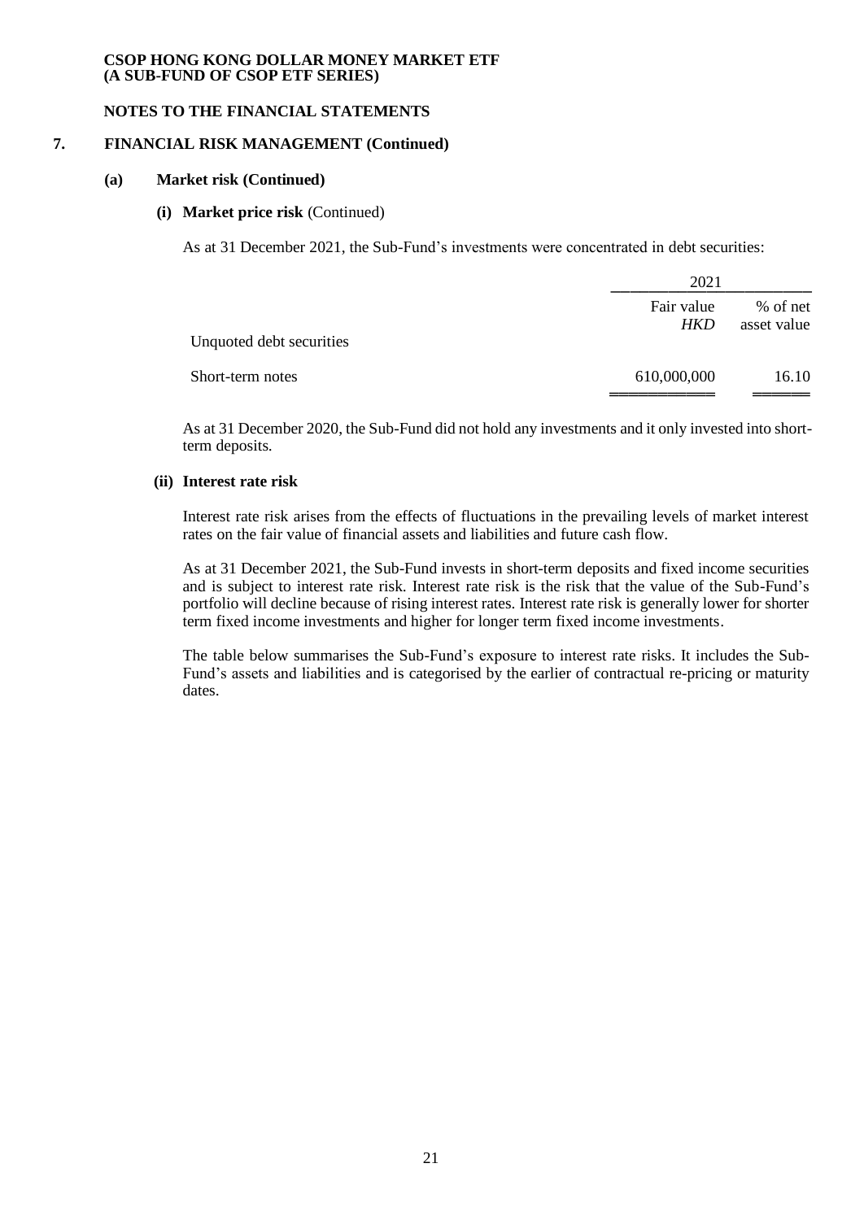**CSOP HONG KONG DOLLAR MONEY MARKET ETF**
**(A SUB-FUND OF CSOP ETF SERIES)**

**NOTES TO THE FINANCIAL STATEMENTS**

## 7. FINANCIAL RISK MANAGEMENT (Continued)

### (a) Market risk (Continued)

#### (i) Market price risk (Continued)

As at 31 December 2021, the Sub-Fund's investments were concentrated in debt securities:

| | 2021 | |
|---|---|---|
| | Fair value *HKD* | % of net asset value |
| Unquoted debt securities | | |
| Short-term notes | 610,000,000 | 16.10 |

As at 31 December 2020, the Sub-Fund did not hold any investments and it only invested into short-term deposits.

#### (ii) Interest rate risk

Interest rate risk arises from the effects of fluctuations in the prevailing levels of market interest rates on the fair value of financial assets and liabilities and future cash flow.

As at 31 December 2021, the Sub-Fund invests in short-term deposits and fixed income securities and is subject to interest rate risk. Interest rate risk is the risk that the value of the Sub-Fund's portfolio will decline because of rising interest rates. Interest rate risk is generally lower for shorter term fixed income investments and higher for longer term fixed income investments.

The table below summarises the Sub-Fund's exposure to interest rate risks. It includes the Sub-Fund's assets and liabilities and is categorised by the earlier of contractual re-pricing or maturity dates.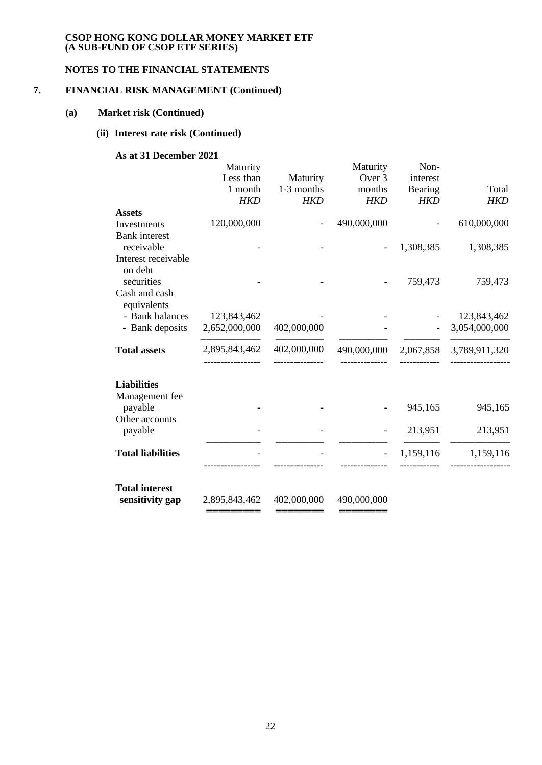**CSOP HONG KONG DOLLAR MONEY MARKET ETF**
**(A SUB-FUND OF CSOP ETF SERIES)**

**NOTES TO THE FINANCIAL STATEMENTS**

## 7. FINANCIAL RISK MANAGEMENT (Continued)

### (a) Market risk (Continued)

#### (ii) Interest rate risk (Continued)

**As at 31 December 2021**

| | Maturity Less than 1 month *HKD* | Maturity 1-3 months *HKD* | Maturity Over 3 months *HKD* | Non-interest Bearing *HKD* | Total *HKD* |
|---|---|---|---|---|---|
| **Assets** | | | | | |
| Investments | 120,000,000 | - | 490,000,000 | - | 610,000,000 |
| Bank interest receivable | - | - | - | 1,308,385 | 1,308,385 |
| Interest receivable on debt securities | - | - | - | 759,473 | 759,473 |
| Cash and cash equivalents | | | | | |
| - Bank balances | 123,843,462 | - | - | - | 123,843,462 |
| - Bank deposits | 2,652,000,000 | 402,000,000 | - | - | 3,054,000,000 |
| **Total assets** | 2,895,843,462 | 402,000,000 | 490,000,000 | 2,067,858 | 3,789,911,320 |
| **Liabilities** | | | | | |
| Management fee payable | - | - | - | 945,165 | 945,165 |
| Other accounts payable | - | - | - | 213,951 | 213,951 |
| **Total liabilities** | - | - | - | 1,159,116 | 1,159,116 |
| **Total interest sensitivity gap** | 2,895,843,462 | 402,000,000 | 490,000,000 | | |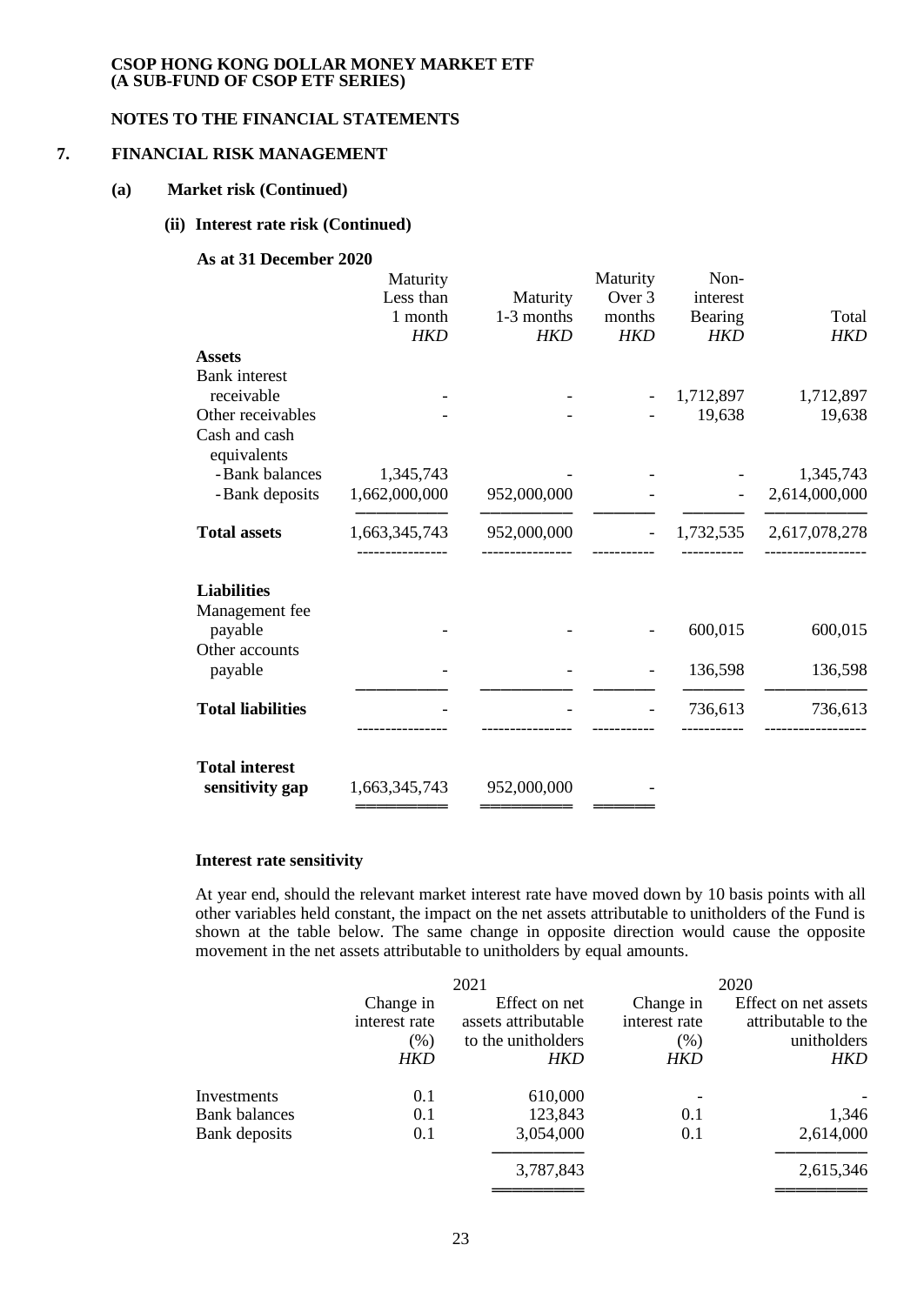CSOP HONG KONG DOLLAR MONEY MARKET ETF
(A SUB-FUND OF CSOP ETF SERIES)

NOTES TO THE FINANCIAL STATEMENTS

## 7. FINANCIAL RISK MANAGEMENT

### (a) Market risk (Continued)

#### (ii) Interest rate risk (Continued)

**As at 31 December 2020**

| | Maturity Less than 1 month *HKD* | Maturity 1-3 months *HKD* | Maturity Over 3 months *HKD* | Non-interest Bearing *HKD* | Total *HKD* |
|---|---|---|---|---|---|
| **Assets** | | | | | |
| Bank interest receivable | - | - | - | 1,712,897 | 1,712,897 |
| Other receivables | - | - | - | 19,638 | 19,638 |
| Cash and cash equivalents | | | | | |
| - Bank balances | 1,345,743 | - | - | - | 1,345,743 |
| - Bank deposits | 1,662,000,000 | 952,000,000 | - | - | 2,614,000,000 |
| **Total assets** | 1,663,345,743 | 952,000,000 | - | 1,732,535 | 2,617,078,278 |
| **Liabilities** | | | | | |
| Management fee payable | - | - | - | 600,015 | 600,015 |
| Other accounts payable | - | - | - | 136,598 | 136,598 |
| **Total liabilities** | - | - | - | 736,613 | 736,613 |
| **Total interest sensitivity gap** | 1,663,345,743 | 952,000,000 | - | | |

**Interest rate sensitivity**

At year end, should the relevant market interest rate have moved down by 10 basis points with all other variables held constant, the impact on the net assets attributable to unitholders of the Fund is shown at the table below. The same change in opposite direction would cause the opposite movement in the net assets attributable to unitholders by equal amounts.

| | 2021 | | 2020 | |
|---|---|---|---|---|
| | Change in interest rate (%) *HKD* | Effect on net assets attributable to the unitholders *HKD* | Change in interest rate (%) *HKD* | Effect on net assets attributable to the unitholders *HKD* |
| Investments | 0.1 | 610,000 | - | - |
| Bank balances | 0.1 | 123,843 | 0.1 | 1,346 |
| Bank deposits | 0.1 | 3,054,000 | 0.1 | 2,614,000 |
| | | 3,787,843 | | 2,615,346 |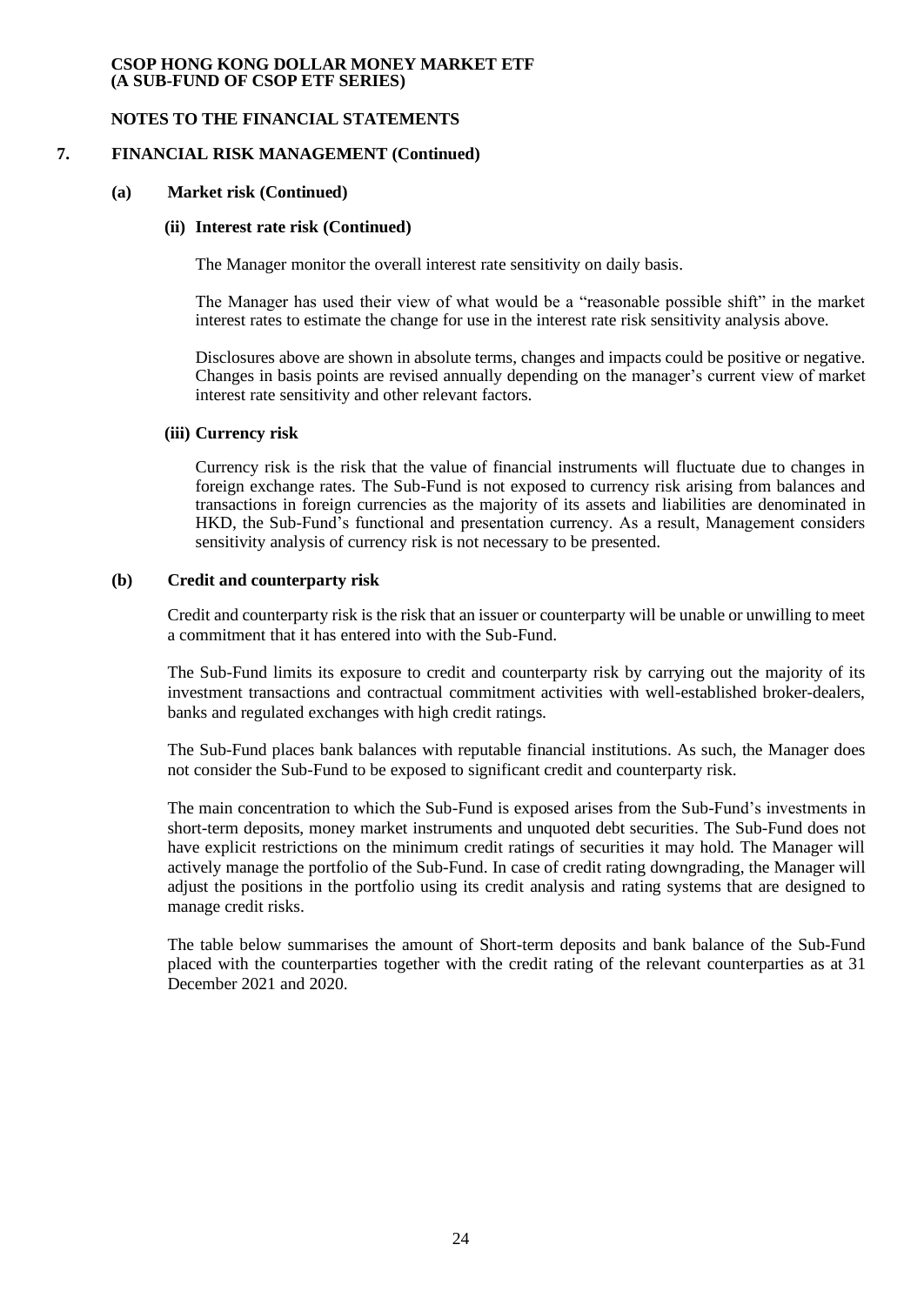**CSOP HONG KONG DOLLAR MONEY MARKET ETF**
**(A SUB-FUND OF CSOP ETF SERIES)**

**NOTES TO THE FINANCIAL STATEMENTS**

## 7. FINANCIAL RISK MANAGEMENT (Continued)

### (a) Market risk (Continued)

#### (ii) Interest rate risk (Continued)

The Manager monitor the overall interest rate sensitivity on daily basis.

The Manager has used their view of what would be a "reasonable possible shift" in the market interest rates to estimate the change for use in the interest rate risk sensitivity analysis above.

Disclosures above are shown in absolute terms, changes and impacts could be positive or negative. Changes in basis points are revised annually depending on the manager's current view of market interest rate sensitivity and other relevant factors.

#### (iii) Currency risk

Currency risk is the risk that the value of financial instruments will fluctuate due to changes in foreign exchange rates. The Sub-Fund is not exposed to currency risk arising from balances and transactions in foreign currencies as the majority of its assets and liabilities are denominated in HKD, the Sub-Fund's functional and presentation currency. As a result, Management considers sensitivity analysis of currency risk is not necessary to be presented.

### (b) Credit and counterparty risk

Credit and counterparty risk is the risk that an issuer or counterparty will be unable or unwilling to meet a commitment that it has entered into with the Sub-Fund.

The Sub-Fund limits its exposure to credit and counterparty risk by carrying out the majority of its investment transactions and contractual commitment activities with well-established broker-dealers, banks and regulated exchanges with high credit ratings.

The Sub-Fund places bank balances with reputable financial institutions. As such, the Manager does not consider the Sub-Fund to be exposed to significant credit and counterparty risk.

The main concentration to which the Sub-Fund is exposed arises from the Sub-Fund's investments in short-term deposits, money market instruments and unquoted debt securities. The Sub-Fund does not have explicit restrictions on the minimum credit ratings of securities it may hold. The Manager will actively manage the portfolio of the Sub-Fund. In case of credit rating downgrading, the Manager will adjust the positions in the portfolio using its credit analysis and rating systems that are designed to manage credit risks.

The table below summarises the amount of Short-term deposits and bank balance of the Sub-Fund placed with the counterparties together with the credit rating of the relevant counterparties as at 31 December 2021 and 2020.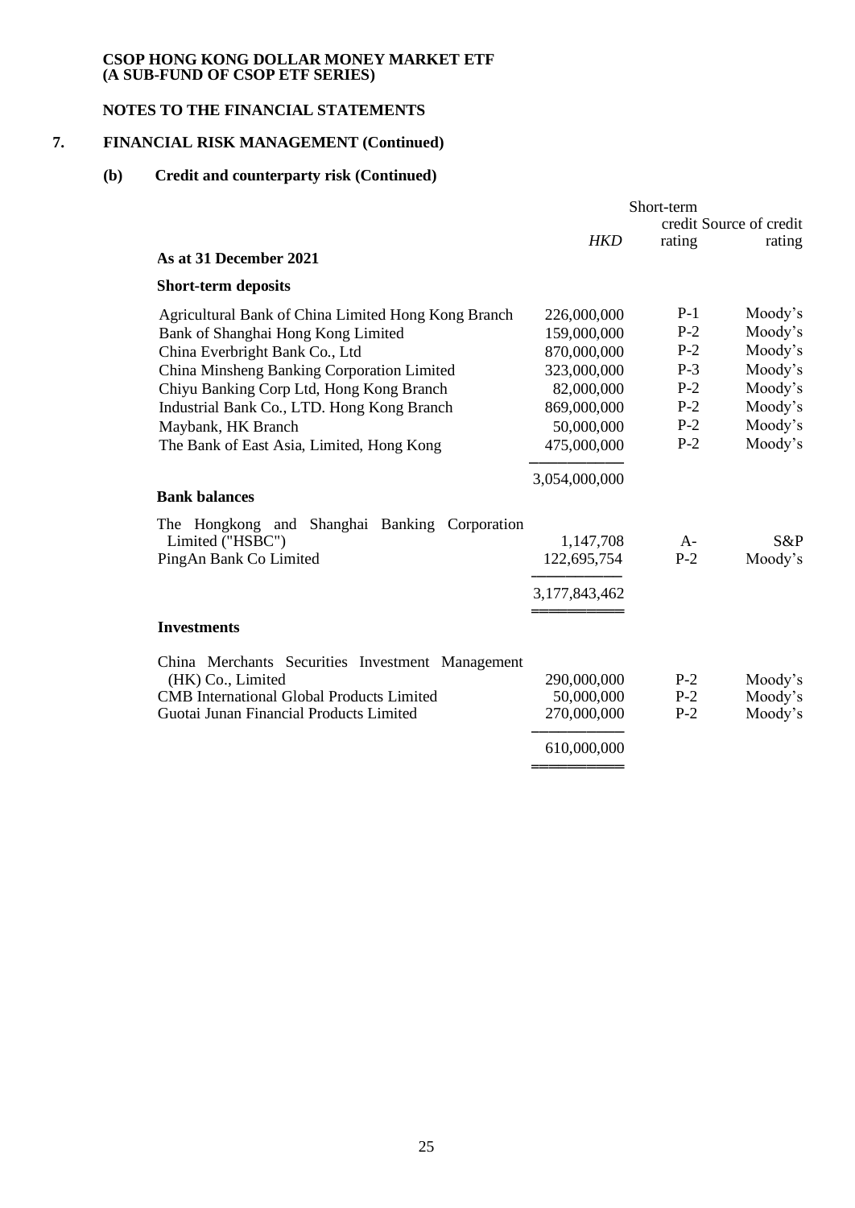**CSOP HONG KONG DOLLAR MONEY MARKET ETF**
**(A SUB-FUND OF CSOP ETF SERIES)**

**NOTES TO THE FINANCIAL STATEMENTS**

## 7. FINANCIAL RISK MANAGEMENT (Continued)

### (b) Credit and counterparty risk (Continued)

| | *HKD* | Short-term credit rating | Source of credit rating |
|---|---|---|---|
| **As at 31 December 2021** | | | |
| **Short-term deposits** | | | |
| Agricultural Bank of China Limited Hong Kong Branch | 226,000,000 | P-1 | Moody's |
| Bank of Shanghai Hong Kong Limited | 159,000,000 | P-2 | Moody's |
| China Everbright Bank Co., Ltd | 870,000,000 | P-2 | Moody's |
| China Minsheng Banking Corporation Limited | 323,000,000 | P-3 | Moody's |
| Chiyu Banking Corp Ltd, Hong Kong Branch | 82,000,000 | P-2 | Moody's |
| Industrial Bank Co., LTD. Hong Kong Branch | 869,000,000 | P-2 | Moody's |
| Maybank, HK Branch | 50,000,000 | P-2 | Moody's |
| The Bank of East Asia, Limited, Hong Kong | 475,000,000 | P-2 | Moody's |
| | 3,054,000,000 | | |
| **Bank balances** | | | |
| The Hongkong and Shanghai Banking Corporation Limited ("HSBC") | 1,147,708 | A- | S&P |
| PingAn Bank Co Limited | 122,695,754 | P-2 | Moody's |
| | 3,177,843,462 | | |
| **Investments** | | | |
| China Merchants Securities Investment Management (HK) Co., Limited | 290,000,000 | P-2 | Moody's |
| CMB International Global Products Limited | 50,000,000 | P-2 | Moody's |
| Guotai Junan Financial Products Limited | 270,000,000 | P-2 | Moody's |
| | 610,000,000 | | |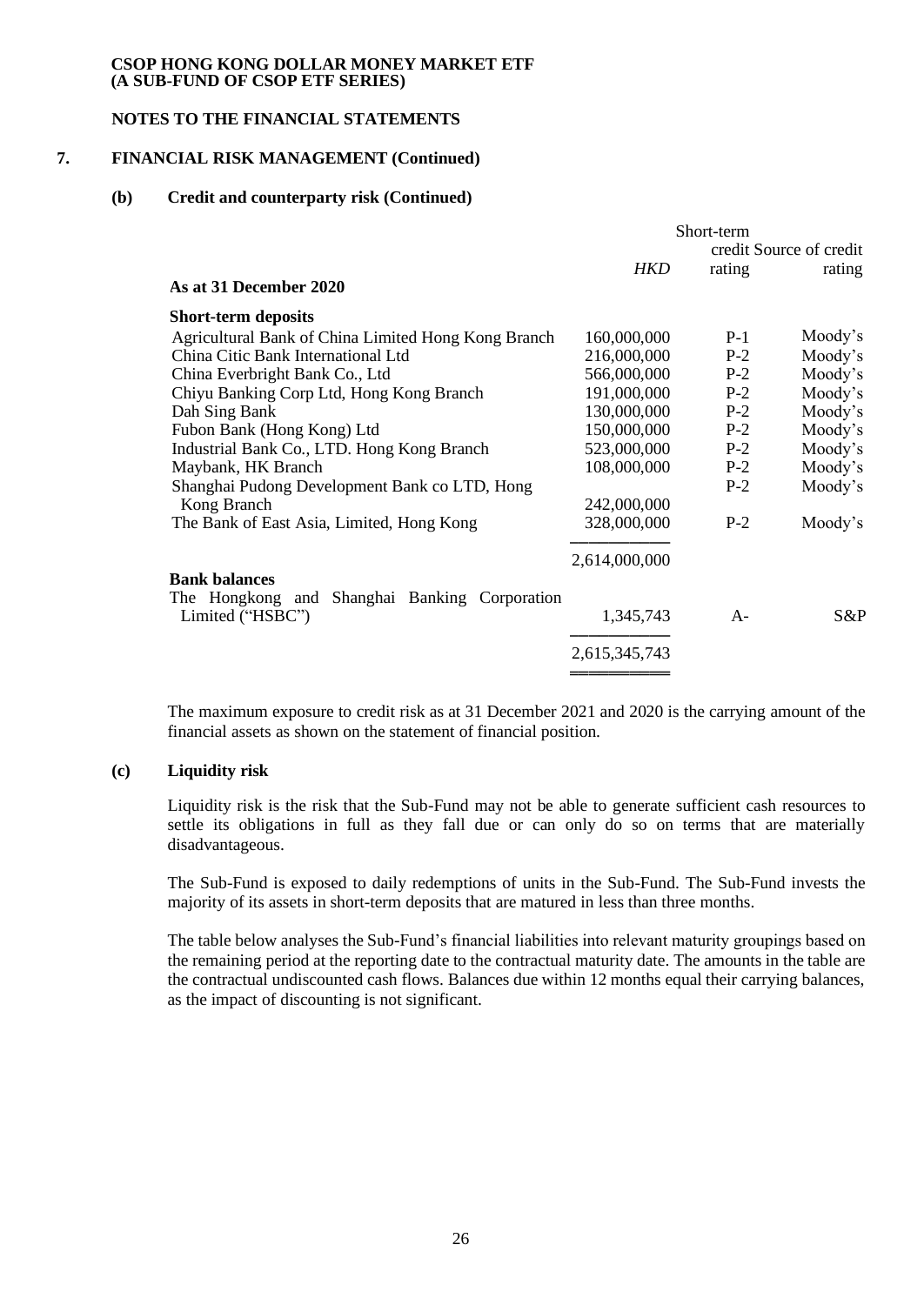**CSOP HONG KONG DOLLAR MONEY MARKET ETF**
**(A SUB-FUND OF CSOP ETF SERIES)**

**NOTES TO THE FINANCIAL STATEMENTS**

## 7. FINANCIAL RISK MANAGEMENT (Continued)

### (b) Credit and counterparty risk (Continued)

| | *HKD* | Short-term credit rating | Source of credit rating |
|---|---|---|---|
| **As at 31 December 2020** | | | |
| **Short-term deposits** | | | |
| Agricultural Bank of China Limited Hong Kong Branch | 160,000,000 | P-1 | Moody's |
| China Citic Bank International Ltd | 216,000,000 | P-2 | Moody's |
| China Everbright Bank Co., Ltd | 566,000,000 | P-2 | Moody's |
| Chiyu Banking Corp Ltd, Hong Kong Branch | 191,000,000 | P-2 | Moody's |
| Dah Sing Bank | 130,000,000 | P-2 | Moody's |
| Fubon Bank (Hong Kong) Ltd | 150,000,000 | P-2 | Moody's |
| Industrial Bank Co., LTD. Hong Kong Branch | 523,000,000 | P-2 | Moody's |
| Maybank, HK Branch | 108,000,000 | P-2 | Moody's |
| Shanghai Pudong Development Bank co LTD, Hong Kong Branch | 242,000,000 | P-2 | Moody's |
| The Bank of East Asia, Limited, Hong Kong | 328,000,000 | P-2 | Moody's |
| | 2,614,000,000 | | |
| **Bank balances** | | | |
| The Hongkong and Shanghai Banking Corporation Limited ("HSBC") | 1,345,743 | A- | S&P |
| | 2,615,345,743 | | |

The maximum exposure to credit risk as at 31 December 2021 and 2020 is the carrying amount of the financial assets as shown on the statement of financial position.

### (c) Liquidity risk

Liquidity risk is the risk that the Sub-Fund may not be able to generate sufficient cash resources to settle its obligations in full as they fall due or can only do so on terms that are materially disadvantageous.

The Sub-Fund is exposed to daily redemptions of units in the Sub-Fund. The Sub-Fund invests the majority of its assets in short-term deposits that are matured in less than three months.

The table below analyses the Sub-Fund's financial liabilities into relevant maturity groupings based on the remaining period at the reporting date to the contractual maturity date. The amounts in the table are the contractual undiscounted cash flows. Balances due within 12 months equal their carrying balances, as the impact of discounting is not significant.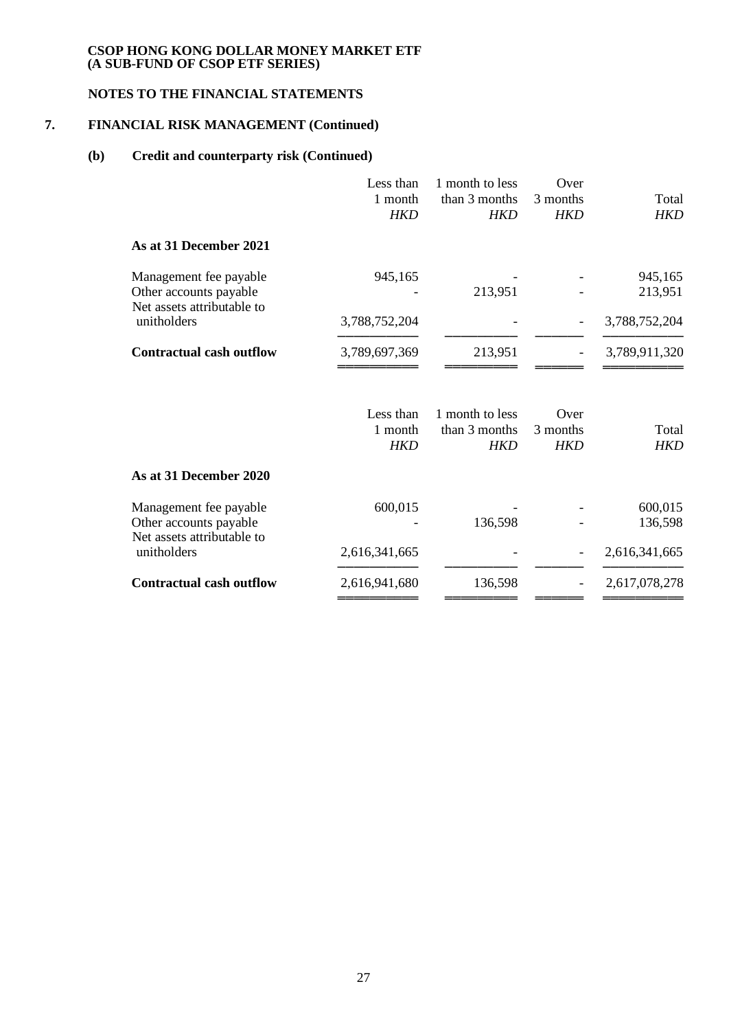**CSOP HONG KONG DOLLAR MONEY MARKET ETF**
**(A SUB-FUND OF CSOP ETF SERIES)**

**NOTES TO THE FINANCIAL STATEMENTS**

## 7. FINANCIAL RISK MANAGEMENT (Continued)

### (b) Credit and counterparty risk (Continued)

| | Less than 1 month *HKD* | 1 month to less than 3 months *HKD* | Over 3 months *HKD* | Total *HKD* |
|---|---|---|---|---|
| **As at 31 December 2021** | | | | |
| Management fee payable | 945,165 | - | - | 945,165 |
| Other accounts payable | - | 213,951 | - | 213,951 |
| Net assets attributable to unitholders | 3,788,752,204 | - | - | 3,788,752,204 |
| **Contractual cash outflow** | 3,789,697,369 | 213,951 | - | 3,789,911,320 |

| | Less than 1 month *HKD* | 1 month to less than 3 months *HKD* | Over 3 months *HKD* | Total *HKD* |
|---|---|---|---|---|
| **As at 31 December 2020** | | | | |
| Management fee payable | 600,015 | - | - | 600,015 |
| Other accounts payable | - | 136,598 | - | 136,598 |
| Net assets attributable to unitholders | 2,616,341,665 | - | - | 2,616,341,665 |
| **Contractual cash outflow** | 2,616,941,680 | 136,598 | - | 2,617,078,278 |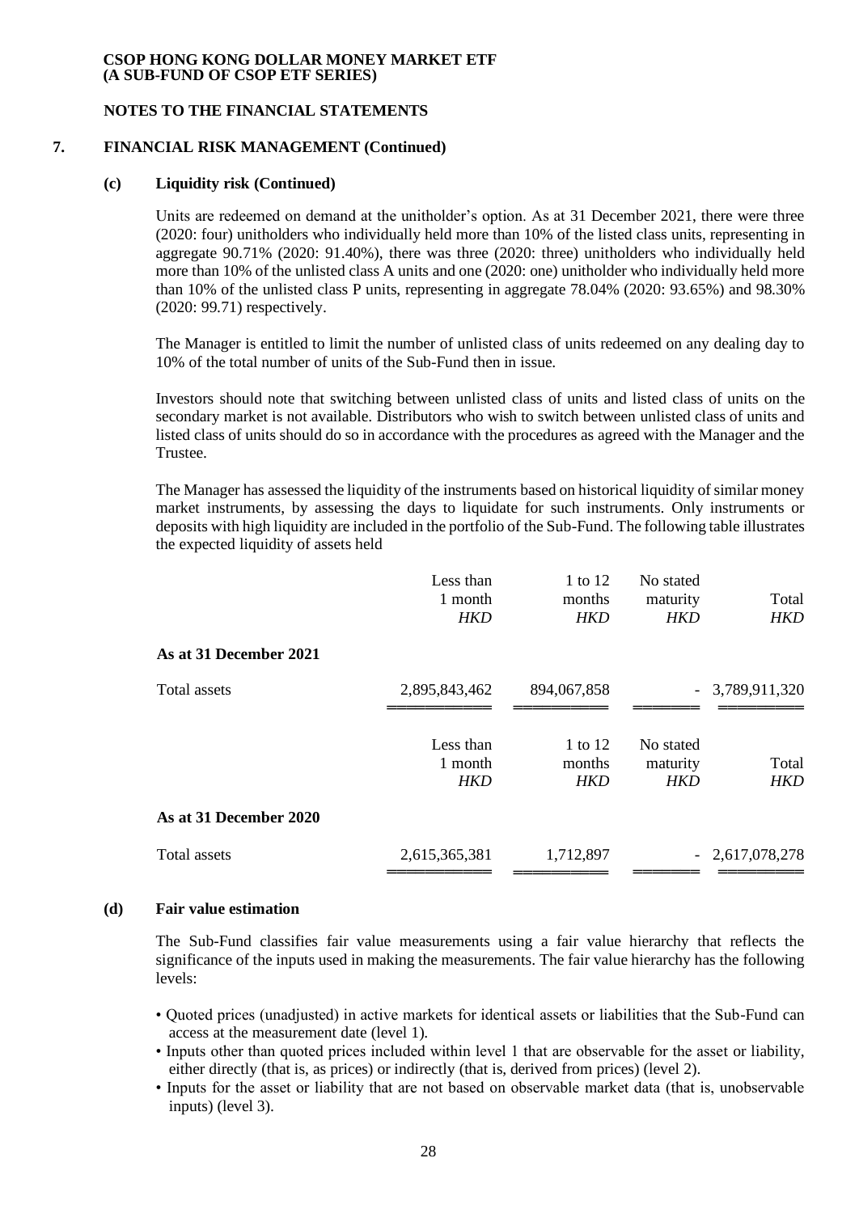**CSOP HONG KONG DOLLAR MONEY MARKET ETF**
**(A SUB-FUND OF CSOP ETF SERIES)**

**NOTES TO THE FINANCIAL STATEMENTS**

## 7. FINANCIAL RISK MANAGEMENT (Continued)

### (c) Liquidity risk (Continued)

Units are redeemed on demand at the unitholder's option. As at 31 December 2021, there were three (2020: four) unitholders who individually held more than 10% of the listed class units, representing in aggregate 90.71% (2020: 91.40%), there was three (2020: three) unitholders who individually held more than 10% of the unlisted class A units and one (2020: one) unitholder who individually held more than 10% of the unlisted class P units, representing in aggregate 78.04% (2020: 93.65%) and 98.30% (2020: 99.71) respectively.

The Manager is entitled to limit the number of unlisted class of units redeemed on any dealing day to 10% of the total number of units of the Sub-Fund then in issue.

Investors should note that switching between unlisted class of units and listed class of units on the secondary market is not available. Distributors who wish to switch between unlisted class of units and listed class of units should do so in accordance with the procedures as agreed with the Manager and the Trustee.

The Manager has assessed the liquidity of the instruments based on historical liquidity of similar money market instruments, by assessing the days to liquidate for such instruments. Only instruments or deposits with high liquidity are included in the portfolio of the Sub-Fund. The following table illustrates the expected liquidity of assets held

| | Less than 1 month *HKD* | 1 to 12 months *HKD* | No stated maturity *HKD* | Total *HKD* |
|---|---|---|---|---|
| **As at 31 December 2021** | | | | |
| Total assets | 2,895,843,462 | 894,067,858 | - | 3,789,911,320 |

| | Less than 1 month *HKD* | 1 to 12 months *HKD* | No stated maturity *HKD* | Total *HKD* |
|---|---|---|---|---|
| **As at 31 December 2020** | | | | |
| Total assets | 2,615,365,381 | 1,712,897 | - | 2,617,078,278 |

### (d) Fair value estimation

The Sub-Fund classifies fair value measurements using a fair value hierarchy that reflects the significance of the inputs used in making the measurements. The fair value hierarchy has the following levels:

- Quoted prices (unadjusted) in active markets for identical assets or liabilities that the Sub-Fund can access at the measurement date (level 1).
- Inputs other than quoted prices included within level 1 that are observable for the asset or liability, either directly (that is, as prices) or indirectly (that is, derived from prices) (level 2).
- Inputs for the asset or liability that are not based on observable market data (that is, unobservable inputs) (level 3).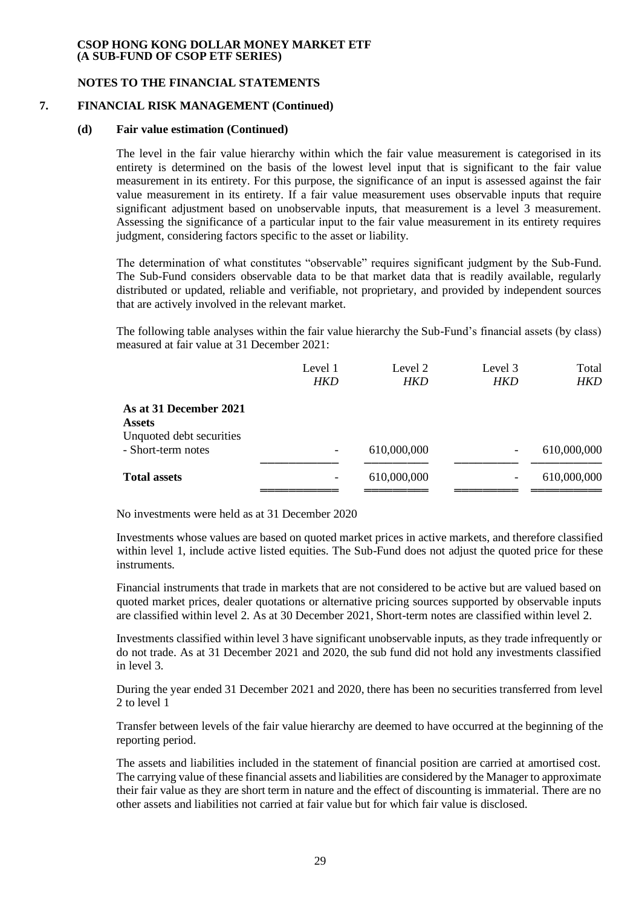**CSOP HONG KONG DOLLAR MONEY MARKET ETF**
**(A SUB-FUND OF CSOP ETF SERIES)**

**NOTES TO THE FINANCIAL STATEMENTS**

## 7. FINANCIAL RISK MANAGEMENT (Continued)

### (d) Fair value estimation (Continued)

The level in the fair value hierarchy within which the fair value measurement is categorised in its entirety is determined on the basis of the lowest level input that is significant to the fair value measurement in its entirety. For this purpose, the significance of an input is assessed against the fair value measurement in its entirety. If a fair value measurement uses observable inputs that require significant adjustment based on unobservable inputs, that measurement is a level 3 measurement. Assessing the significance of a particular input to the fair value measurement in its entirety requires judgment, considering factors specific to the asset or liability.

The determination of what constitutes "observable" requires significant judgment by the Sub-Fund. The Sub-Fund considers observable data to be that market data that is readily available, regularly distributed or updated, reliable and verifiable, not proprietary, and provided by independent sources that are actively involved in the relevant market.

The following table analyses within the fair value hierarchy the Sub-Fund's financial assets (by class) measured at fair value at 31 December 2021:

| | Level 1<br>*HKD* | Level 2<br>*HKD* | Level 3<br>*HKD* | Total<br>*HKD* |
|---|---|---|---|---|
| **As at 31 December 2021** | | | | |
| **Assets** | | | | |
| Unquoted debt securities | | | | |
| - Short-term notes | - | 610,000,000 | - | 610,000,000 |
| **Total assets** | - | 610,000,000 | - | 610,000,000 |

No investments were held as at 31 December 2020

Investments whose values are based on quoted market prices in active markets, and therefore classified within level 1, include active listed equities. The Sub-Fund does not adjust the quoted price for these instruments.

Financial instruments that trade in markets that are not considered to be active but are valued based on quoted market prices, dealer quotations or alternative pricing sources supported by observable inputs are classified within level 2. As at 30 December 2021, Short-term notes are classified within level 2.

Investments classified within level 3 have significant unobservable inputs, as they trade infrequently or do not trade. As at 31 December 2021 and 2020, the sub fund did not hold any investments classified in level 3.

During the year ended 31 December 2021 and 2020, there has been no securities transferred from level 2 to level 1

Transfer between levels of the fair value hierarchy are deemed to have occurred at the beginning of the reporting period.

The assets and liabilities included in the statement of financial position are carried at amortised cost. The carrying value of these financial assets and liabilities are considered by the Manager to approximate their fair value as they are short term in nature and the effect of discounting is immaterial. There are no other assets and liabilities not carried at fair value but for which fair value is disclosed.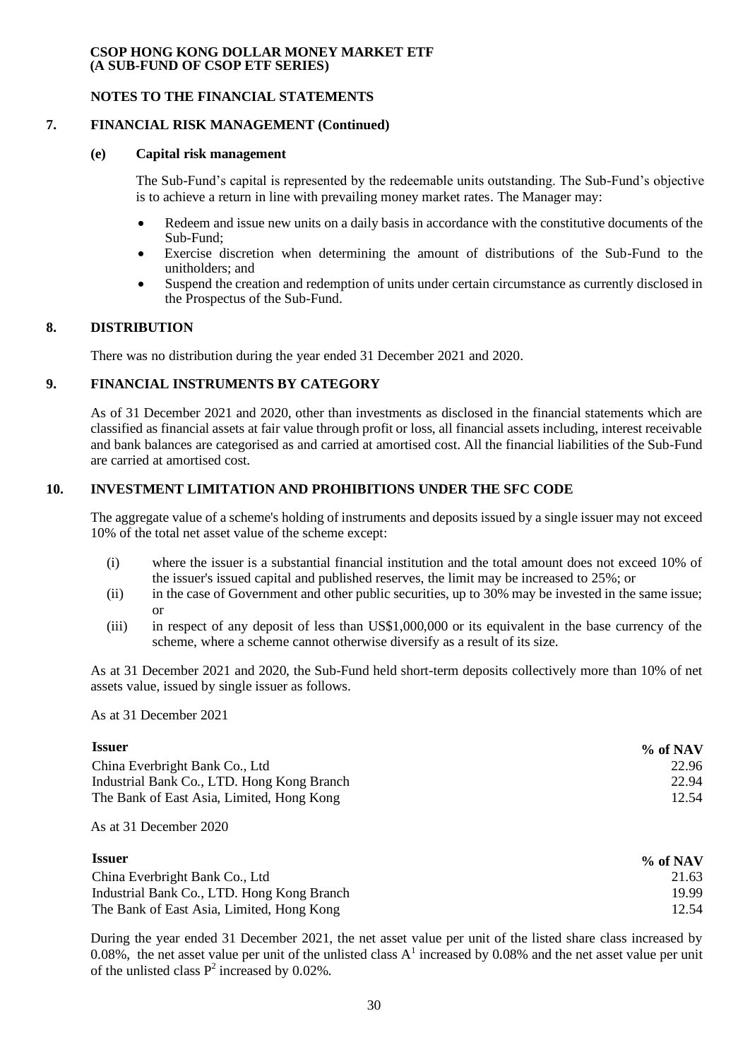**CSOP HONG KONG DOLLAR MONEY MARKET ETF**
**(A SUB-FUND OF CSOP ETF SERIES)**

**NOTES TO THE FINANCIAL STATEMENTS**

## 7. FINANCIAL RISK MANAGEMENT (Continued)

### (e) Capital risk management

The Sub-Fund's capital is represented by the redeemable units outstanding. The Sub-Fund's objective is to achieve a return in line with prevailing money market rates. The Manager may:

- Redeem and issue new units on a daily basis in accordance with the constitutive documents of the Sub-Fund;
- Exercise discretion when determining the amount of distributions of the Sub-Fund to the unitholders; and
- Suspend the creation and redemption of units under certain circumstance as currently disclosed in the Prospectus of the Sub-Fund.

## 8. DISTRIBUTION

There was no distribution during the year ended 31 December 2021 and 2020.

## 9. FINANCIAL INSTRUMENTS BY CATEGORY

As of 31 December 2021 and 2020, other than investments as disclosed in the financial statements which are classified as financial assets at fair value through profit or loss, all financial assets including, interest receivable and bank balances are categorised as and carried at amortised cost. All the financial liabilities of the Sub-Fund are carried at amortised cost.

## 10. INVESTMENT LIMITATION AND PROHIBITIONS UNDER THE SFC CODE

The aggregate value of a scheme's holding of instruments and deposits issued by a single issuer may not exceed 10% of the total net asset value of the scheme except:

(i) where the issuer is a substantial financial institution and the total amount does not exceed 10% of the issuer's issued capital and published reserves, the limit may be increased to 25%; or

(ii) in the case of Government and other public securities, up to 30% may be invested in the same issue; or

(iii) in respect of any deposit of less than US$1,000,000 or its equivalent in the base currency of the scheme, where a scheme cannot otherwise diversify as a result of its size.

As at 31 December 2021 and 2020, the Sub-Fund held short-term deposits collectively more than 10% of net assets value, issued by single issuer as follows.

As at 31 December 2021

| Issuer | % of NAV |
|---|---|
| China Everbright Bank Co., Ltd | 22.96 |
| Industrial Bank Co., LTD. Hong Kong Branch | 22.94 |
| The Bank of East Asia, Limited, Hong Kong | 12.54 |

As at 31 December 2020

| Issuer | % of NAV |
|---|---|
| China Everbright Bank Co., Ltd | 21.63 |
| Industrial Bank Co., LTD. Hong Kong Branch | 19.99 |
| The Bank of East Asia, Limited, Hong Kong | 12.54 |

During the year ended 31 December 2021, the net asset value per unit of the listed share class increased by 0.08%, the net asset value per unit of the unlisted class A[1] increased by 0.08% and the net asset value per unit of the unlisted class P[2] increased by 0.02%.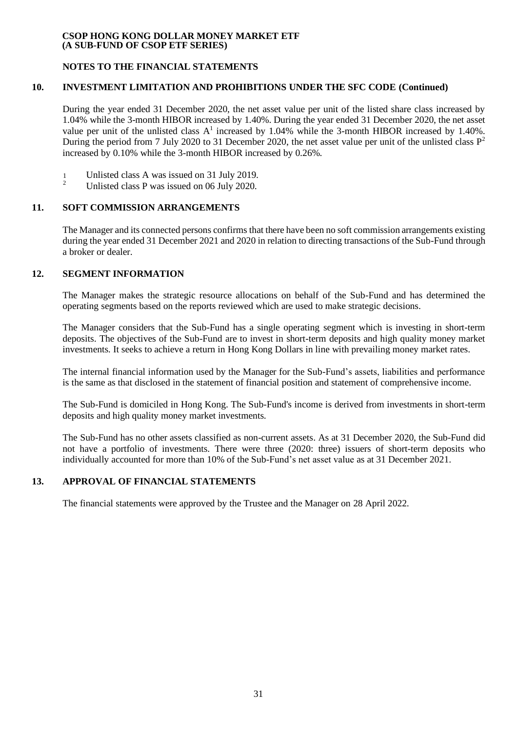**CSOP HONG KONG DOLLAR MONEY MARKET ETF**
**(A SUB-FUND OF CSOP ETF SERIES)**

**NOTES TO THE FINANCIAL STATEMENTS**

## 10. INVESTMENT LIMITATION AND PROHIBITIONS UNDER THE SFC CODE (Continued)

During the year ended 31 December 2020, the net asset value per unit of the listed share class increased by 1.04% while the 3-month HIBOR increased by 1.40%. During the year ended 31 December 2020, the net asset value per unit of the unlisted class A[1] increased by 1.04% while the 3-month HIBOR increased by 1.40%. During the period from 7 July 2020 to 31 December 2020, the net asset value per unit of the unlisted class P[2] increased by 0.10% while the 3-month HIBOR increased by 0.26%.

[1] Unlisted class A was issued on 31 July 2019.
[2] Unlisted class P was issued on 06 July 2020.

## 11. SOFT COMMISSION ARRANGEMENTS

The Manager and its connected persons confirms that there have been no soft commission arrangements existing during the year ended 31 December 2021 and 2020 in relation to directing transactions of the Sub-Fund through a broker or dealer.

## 12. SEGMENT INFORMATION

The Manager makes the strategic resource allocations on behalf of the Sub-Fund and has determined the operating segments based on the reports reviewed which are used to make strategic decisions.

The Manager considers that the Sub-Fund has a single operating segment which is investing in short-term deposits. The objectives of the Sub-Fund are to invest in short-term deposits and high quality money market investments. It seeks to achieve a return in Hong Kong Dollars in line with prevailing money market rates.

The internal financial information used by the Manager for the Sub-Fund's assets, liabilities and performance is the same as that disclosed in the statement of financial position and statement of comprehensive income.

The Sub-Fund is domiciled in Hong Kong. The Sub-Fund's income is derived from investments in short-term deposits and high quality money market investments.

The Sub-Fund has no other assets classified as non-current assets. As at 31 December 2020, the Sub-Fund did not have a portfolio of investments. There were three (2020: three) issuers of short-term deposits who individually accounted for more than 10% of the Sub-Fund's net asset value as at 31 December 2021.

## 13. APPROVAL OF FINANCIAL STATEMENTS

The financial statements were approved by the Trustee and the Manager on 28 April 2022.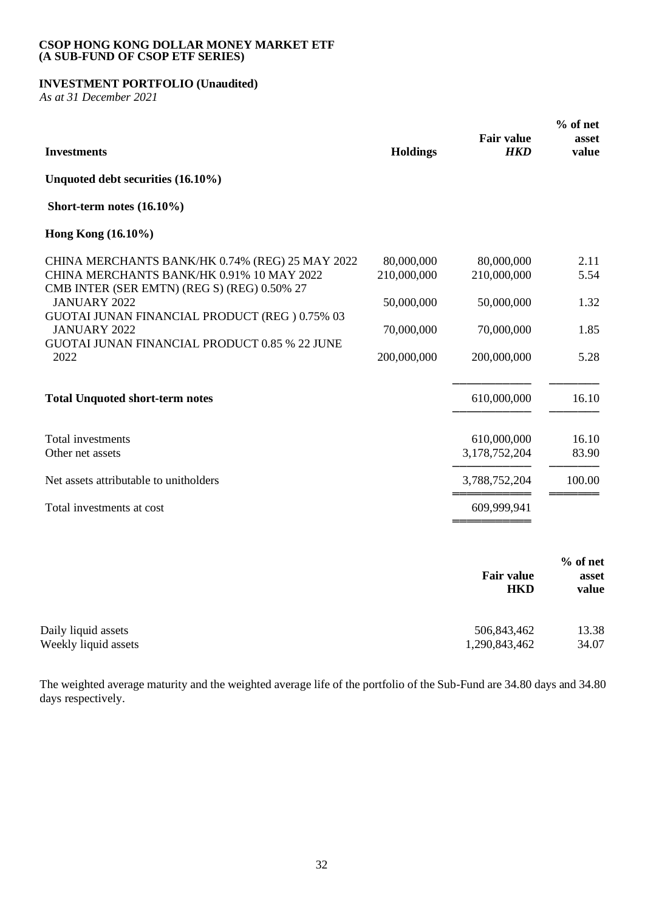**CSOP HONG KONG DOLLAR MONEY MARKET ETF**
**(A SUB-FUND OF CSOP ETF SERIES)**

## INVESTMENT PORTFOLIO (Unaudited)

*As at 31 December 2021*

| Investments | Holdings | Fair value *HKD* | % of net asset value |
|---|---|---|---|
| **Unquoted debt securities (16.10%)** | | | |
| **Short-term notes (16.10%)** | | | |
| **Hong Kong (16.10%)** | | | |
| CHINA MERCHANTS BANK/HK 0.74% (REG) 25 MAY 2022 | 80,000,000 | 80,000,000 | 2.11 |
| CHINA MERCHANTS BANK/HK 0.91% 10 MAY 2022 | 210,000,000 | 210,000,000 | 5.54 |
| CMB INTER (SER EMTN) (REG S) (REG) 0.50% 27 JANUARY 2022 | 50,000,000 | 50,000,000 | 1.32 |
| GUOTAI JUNAN FINANCIAL PRODUCT (REG ) 0.75% 03 JANUARY 2022 | 70,000,000 | 70,000,000 | 1.85 |
| GUOTAI JUNAN FINANCIAL PRODUCT 0.85 % 22 JUNE 2022 | 200,000,000 | 200,000,000 | 5.28 |
| **Total Unquoted short-term notes** | | 610,000,000 | 16.10 |
| Total investments | | 610,000,000 | 16.10 |
| Other net assets | | 3,178,752,204 | 83.90 |
| Net assets attributable to unitholders | | 3,788,752,204 | 100.00 |
| Total investments at cost | | 609,999,941 | |

| | Fair value HKD | % of net asset value |
|---|---|---|
| Daily liquid assets | 506,843,462 | 13.38 |
| Weekly liquid assets | 1,290,843,462 | 34.07 |

The weighted average maturity and the weighted average life of the portfolio of the Sub-Fund are 34.80 days and 34.80 days respectively.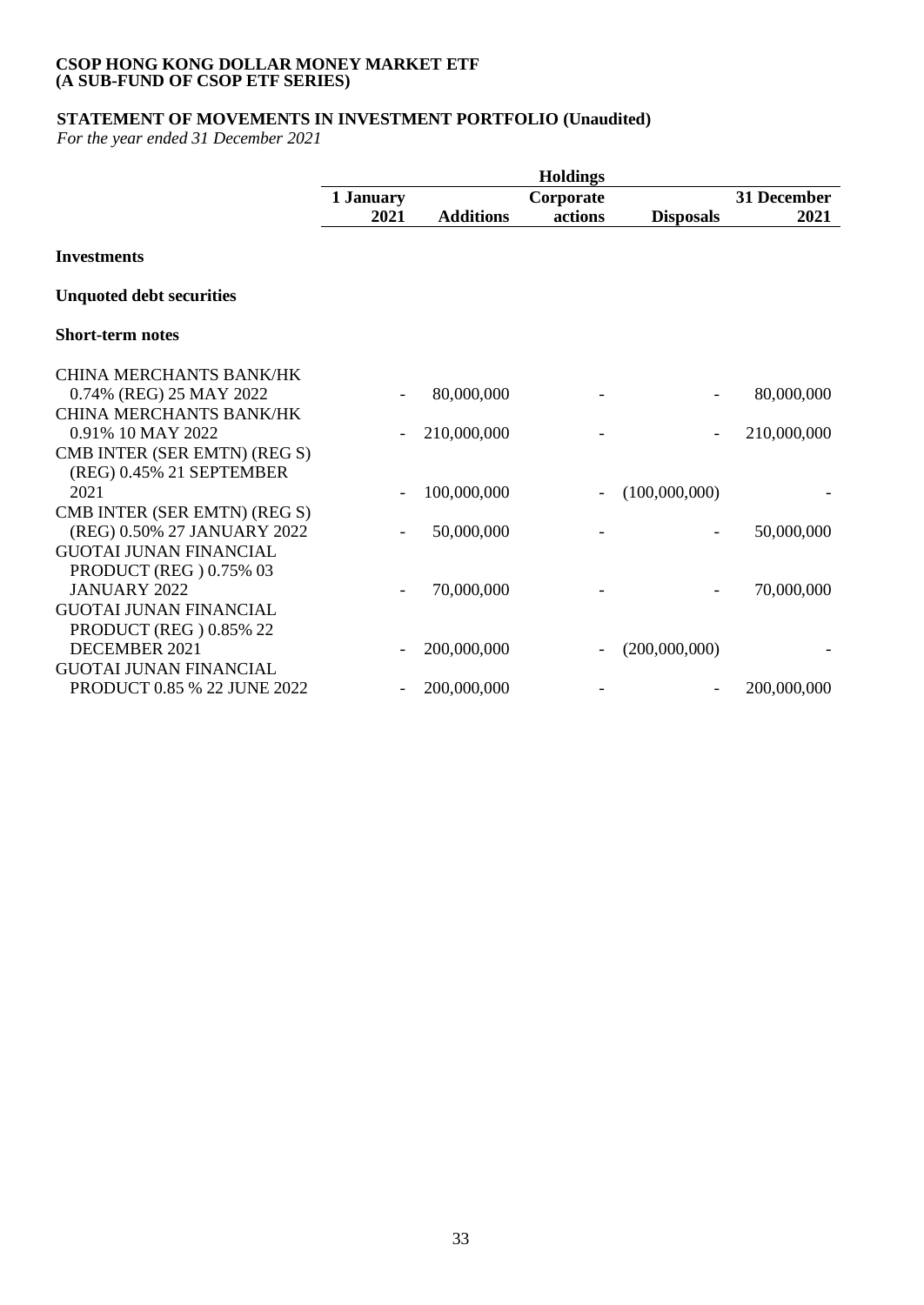**CSOP HONG KONG DOLLAR MONEY MARKET ETF**
**(A SUB-FUND OF CSOP ETF SERIES)**

## STATEMENT OF MOVEMENTS IN INVESTMENT PORTFOLIO (Unaudited)

*For the year ended 31 December 2021*

| | Holdings | | | | |
|---|---|---|---|---|---|
| | **1 January 2021** | **Additions** | **Corporate actions** | **Disposals** | **31 December 2021** |
| **Investments** | | | | | |
| **Unquoted debt securities** | | | | | |
| **Short-term notes** | | | | | |
| CHINA MERCHANTS BANK/HK 0.74% (REG) 25 MAY 2022 | - | 80,000,000 | - | - | 80,000,000 |
| CHINA MERCHANTS BANK/HK 0.91% 10 MAY 2022 | - | 210,000,000 | - | - | 210,000,000 |
| CMB INTER (SER EMTN) (REG S) (REG) 0.45% 21 SEPTEMBER 2021 | - | 100,000,000 | - | (100,000,000) | - |
| CMB INTER (SER EMTN) (REG S) (REG) 0.50% 27 JANUARY 2022 | - | 50,000,000 | - | - | 50,000,000 |
| GUOTAI JUNAN FINANCIAL PRODUCT (REG ) 0.75% 03 JANUARY 2022 | - | 70,000,000 | - | - | 70,000,000 |
| GUOTAI JUNAN FINANCIAL PRODUCT (REG ) 0.85% 22 DECEMBER 2021 | - | 200,000,000 | - | (200,000,000) | - |
| GUOTAI JUNAN FINANCIAL PRODUCT 0.85 % 22 JUNE 2022 | - | 200,000,000 | - | - | 200,000,000 |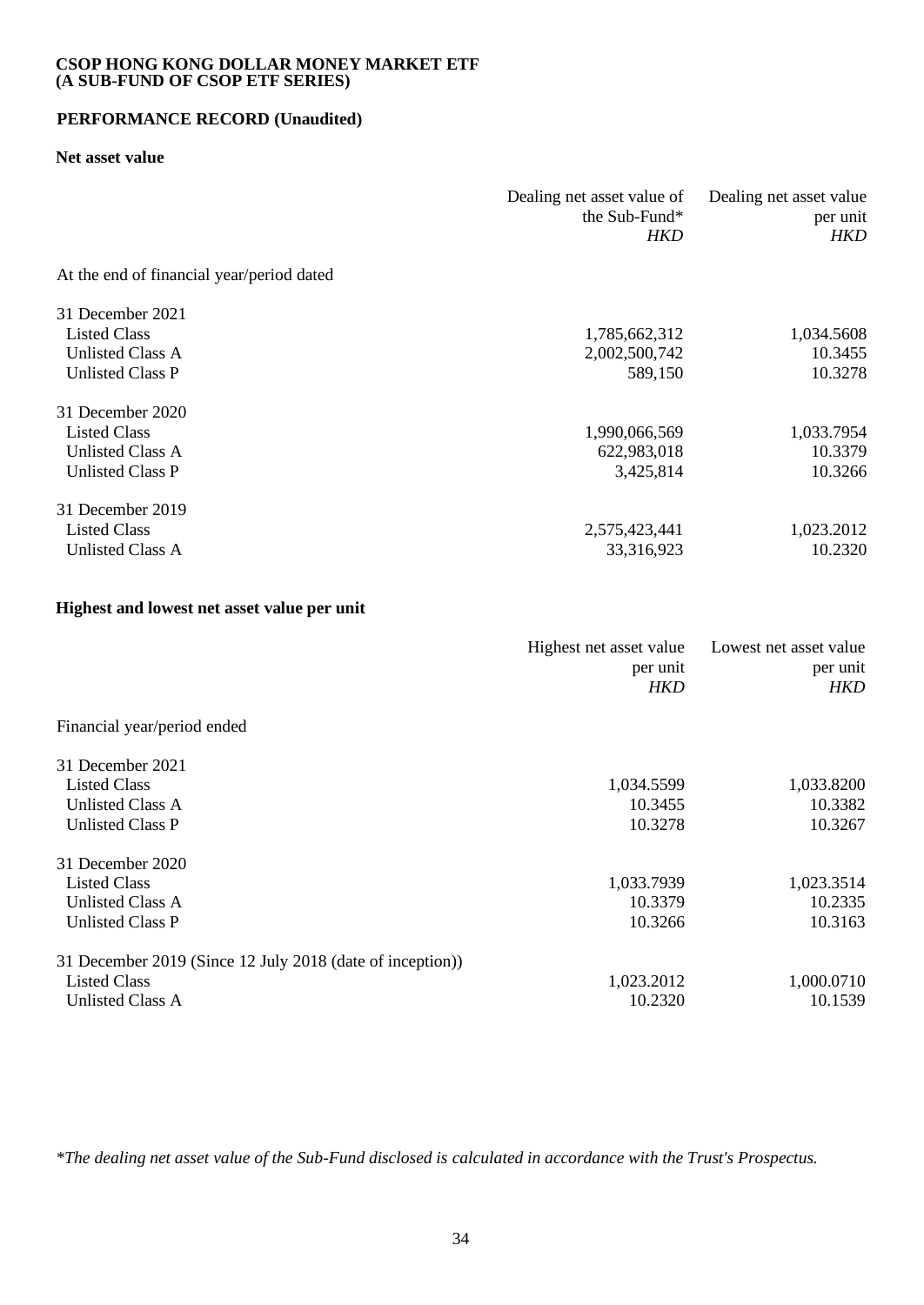**CSOP HONG KONG DOLLAR MONEY MARKET ETF**
**(A SUB-FUND OF CSOP ETF SERIES)**

## PERFORMANCE RECORD (Unaudited)

### Net asset value

| | Dealing net asset value of the Sub-Fund* *HKD* | Dealing net asset value per unit *HKD* |
|---|---|---|
| At the end of financial year/period dated | | |
| 31 December 2021 | | |
| Listed Class | 1,785,662,312 | 1,034.5608 |
| Unlisted Class A | 2,002,500,742 | 10.3455 |
| Unlisted Class P | 589,150 | 10.3278 |
| 31 December 2020 | | |
| Listed Class | 1,990,066,569 | 1,033.7954 |
| Unlisted Class A | 622,983,018 | 10.3379 |
| Unlisted Class P | 3,425,814 | 10.3266 |
| 31 December 2019 | | |
| Listed Class | 2,575,423,441 | 1,023.2012 |
| Unlisted Class A | 33,316,923 | 10.2320 |

### Highest and lowest net asset value per unit

| | Highest net asset value per unit *HKD* | Lowest net asset value per unit *HKD* |
|---|---|---|
| Financial year/period ended | | |
| 31 December 2021 | | |
| Listed Class | 1,034.5599 | 1,033.8200 |
| Unlisted Class A | 10.3455 | 10.3382 |
| Unlisted Class P | 10.3278 | 10.3267 |
| 31 December 2020 | | |
| Listed Class | 1,033.7939 | 1,023.3514 |
| Unlisted Class A | 10.3379 | 10.2335 |
| Unlisted Class P | 10.3266 | 10.3163 |
| 31 December 2019 (Since 12 July 2018 (date of inception)) | | |
| Listed Class | 1,023.2012 | 1,000.0710 |
| Unlisted Class A | 10.2320 | 10.1539 |

*\*The dealing net asset value of the Sub-Fund disclosed is calculated in accordance with the Trust's Prospectus.*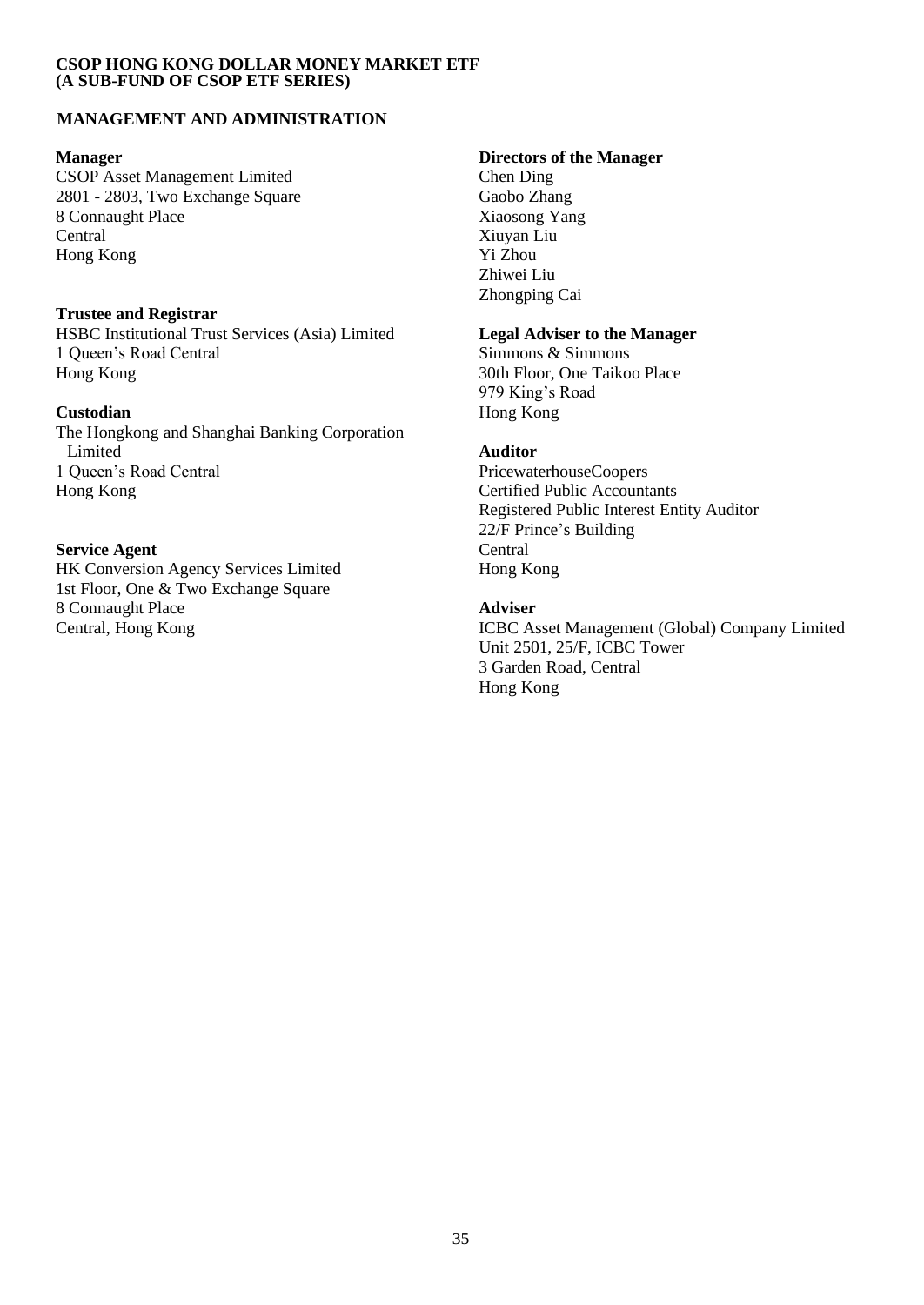**CSOP HONG KONG DOLLAR MONEY MARKET ETF**
**(A SUB-FUND OF CSOP ETF SERIES)**

## MANAGEMENT AND ADMINISTRATION

**Manager**
CSOP Asset Management Limited
2801 - 2803, Two Exchange Square
8 Connaught Place
Central
Hong Kong

**Trustee and Registrar**
HSBC Institutional Trust Services (Asia) Limited
1 Queen's Road Central
Hong Kong

**Custodian**
The Hongkong and Shanghai Banking Corporation Limited
1 Queen's Road Central
Hong Kong

**Service Agent**
HK Conversion Agency Services Limited
1st Floor, One & Two Exchange Square
8 Connaught Place
Central, Hong Kong

**Directors of the Manager**
Chen Ding
Gaobo Zhang
Xiaosong Yang
Xiuyan Liu
Yi Zhou
Zhiwei Liu
Zhongping Cai

**Legal Adviser to the Manager**
Simmons & Simmons
30th Floor, One Taikoo Place
979 King's Road
Hong Kong

**Auditor**
PricewaterhouseCoopers
Certified Public Accountants
Registered Public Interest Entity Auditor
22/F Prince's Building
Central
Hong Kong

**Adviser**
ICBC Asset Management (Global) Company Limited
Unit 2501, 25/F, ICBC Tower
3 Garden Road, Central
Hong Kong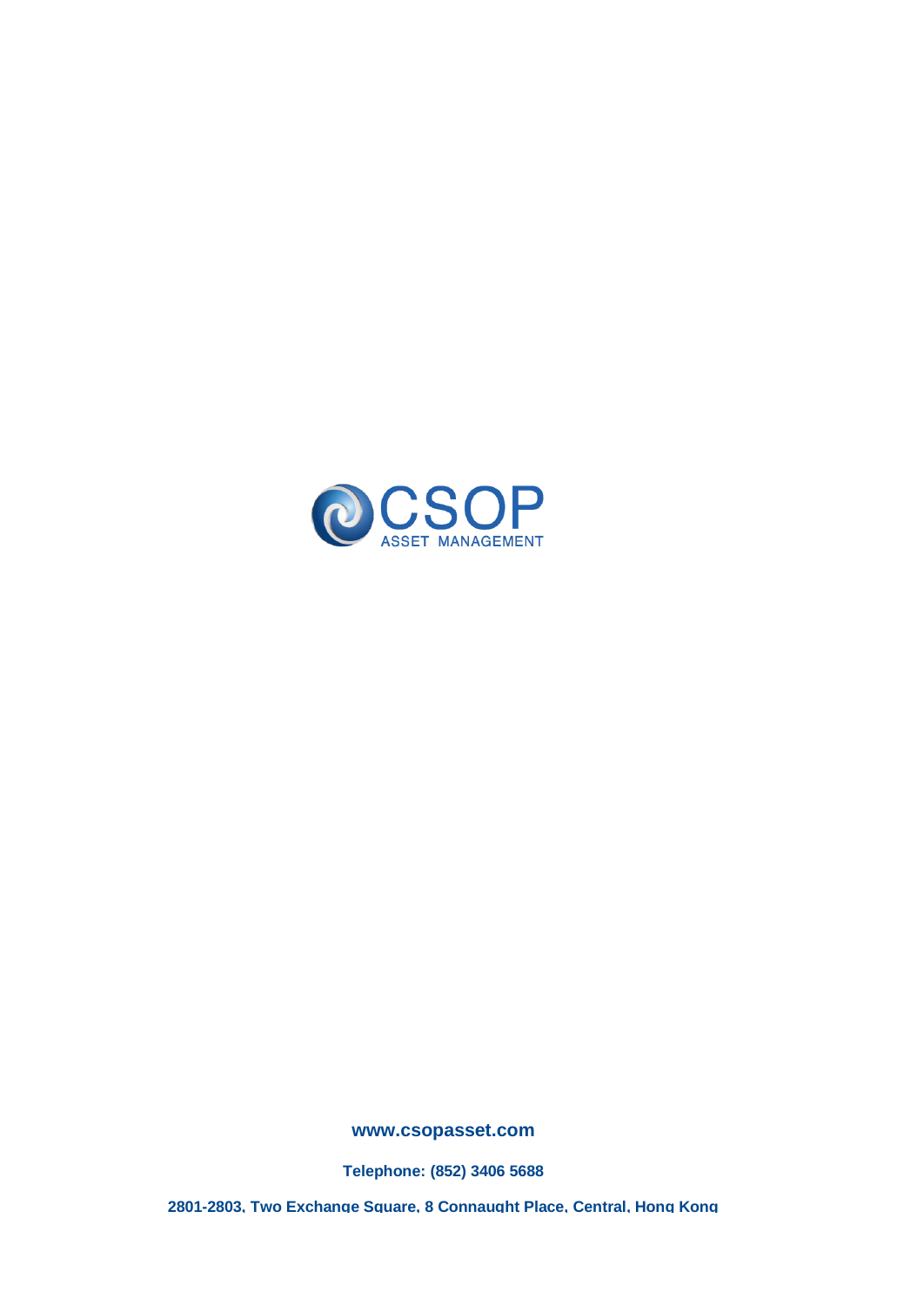CSOP

ASSET MANAGEMENT

**www.csopasset.com**

**Telephone: (852) 3406 5688**

**2801-2803, Two Exchange Square, 8 Connaught Place, Central, Hong Kong**